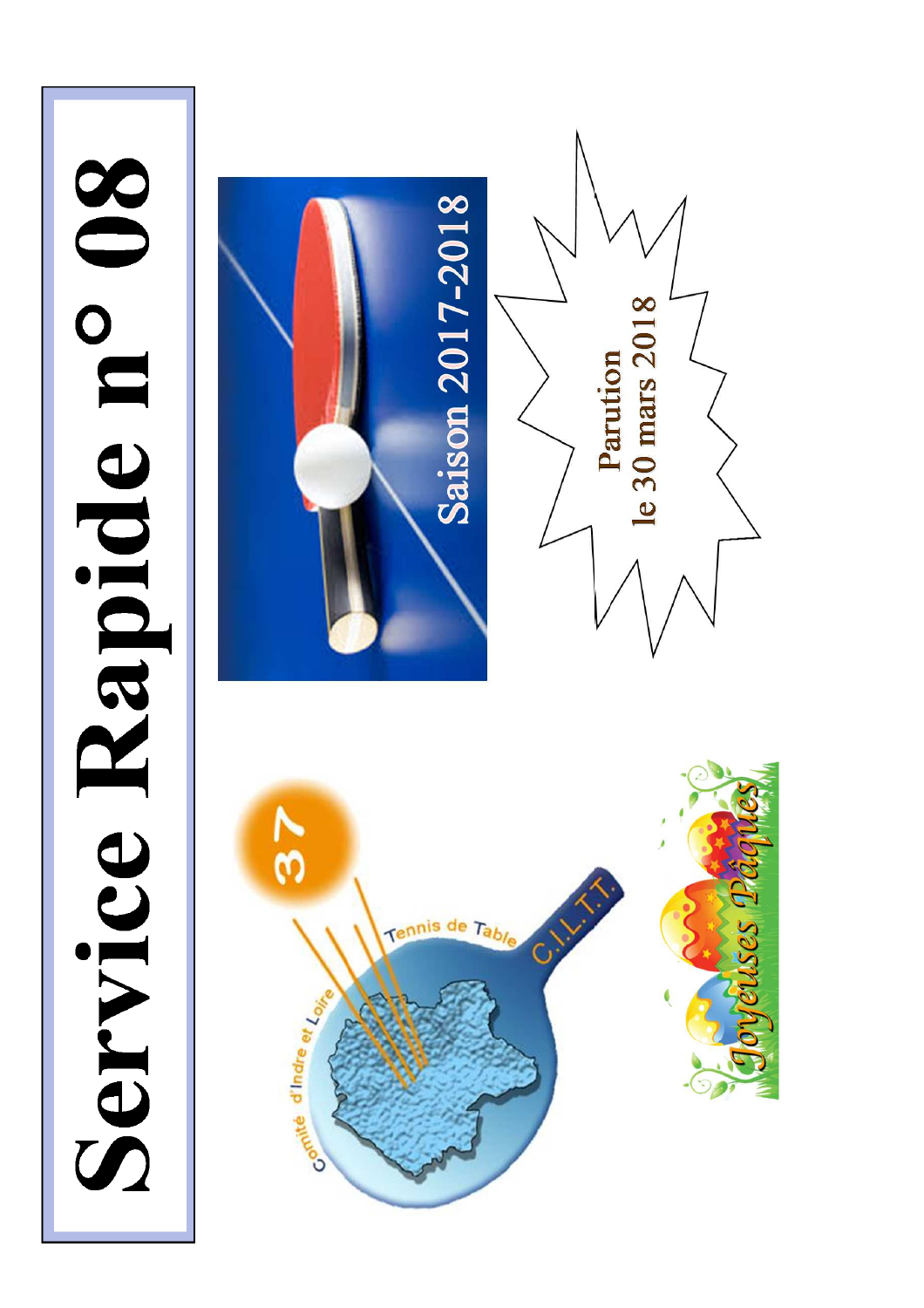# Service Rapide n° 08

Saison 2017-2018

Parution
le 30 mars 2018

Comité d'Indre et Loire
Tennis de Table
C.I.L.T.T.
37

Joyeuses Pâques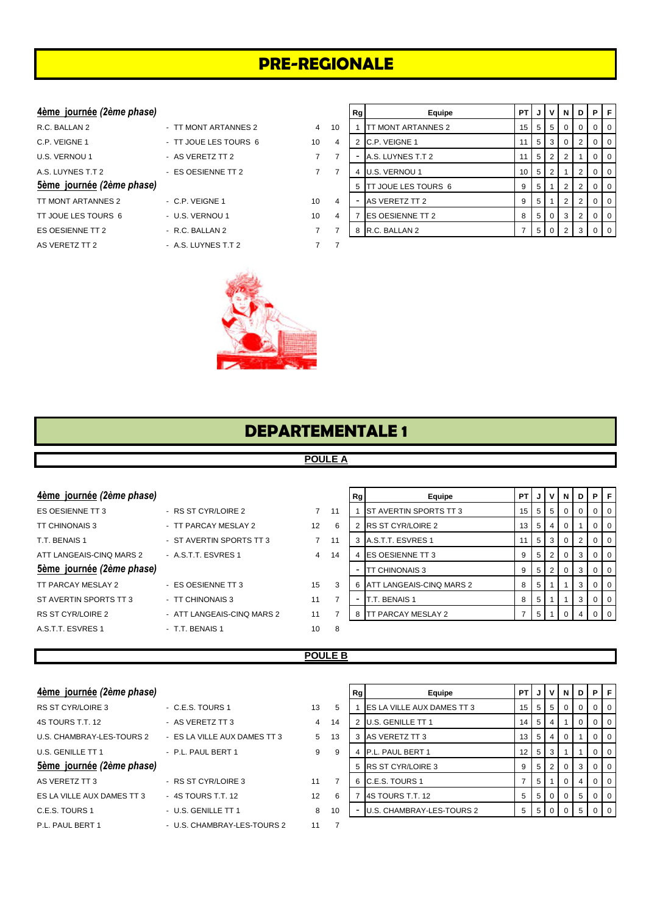# PRE-REGIONALE

**4ème journée** *(2ème phase)*

| | | | |
|---|---|---|---|
| R.C. BALLAN 2 | - TT MONT ARTANNES 2 | 4 | 10 |
| C.P. VEIGNE 1 | - TT JOUE LES TOURS 6 | 10 | 4 |
| U.S. VERNOU 1 | - AS VERETZ TT 2 | 7 | 7 |
| A.S. LUYNES T.T 2 | - ES OESIENNE TT 2 | 7 | 7 |

**5ème journée** *(2ème phase)*

| | | | |
|---|---|---|---|
| TT MONT ARTANNES 2 | - C.P. VEIGNE 1 | 10 | 4 |
| TT JOUE LES TOURS 6 | - U.S. VERNOU 1 | 10 | 4 |
| ES OESIENNE TT 2 | - R.C. BALLAN 2 | 7 | 7 |
| AS VERETZ TT 2 | - A.S. LUYNES T.T 2 | 7 | 7 |

| Rg | Equipe | PT | J | V | N | D | P | F |
|---|---|---|---|---|---|---|---|---|
| 1 | TT MONT ARTANNES 2 | 15 | 5 | 5 | 0 | 0 | 0 | 0 |
| 2 | C.P. VEIGNE 1 | 11 | 5 | 3 | 0 | 2 | 0 | 0 |
| - | A.S. LUYNES T.T 2 | 11 | 5 | 2 | 2 | 1 | 0 | 0 |
| 4 | U.S. VERNOU 1 | 10 | 5 | 2 | 1 | 2 | 0 | 0 |
| 5 | TT JOUE LES TOURS 6 | 9 | 5 | 1 | 2 | 2 | 0 | 0 |
| - | AS VERETZ TT 2 | 9 | 5 | 1 | 2 | 2 | 0 | 0 |
| 7 | ES OESIENNE TT 2 | 8 | 5 | 0 | 3 | 2 | 0 | 0 |
| 8 | R.C. BALLAN 2 | 7 | 5 | 0 | 2 | 3 | 0 | 0 |

# DEPARTEMENTALE 1

## POULE A

**4ème journée** *(2ème phase)*

| | | | |
|---|---|---|---|
| ES OESIENNE TT 3 | - RS ST CYR/LOIRE 2 | 7 | 11 |
| TT CHINONAIS 3 | - TT PARCAY MESLAY 2 | 12 | 6 |
| T.T. BENAIS 1 | - ST AVERTIN SPORTS TT 3 | 7 | 11 |
| ATT LANGEAIS-CINQ MARS 2 | - A.S.T.T. ESVRES 1 | 4 | 14 |

**5ème journée** *(2ème phase)*

| | | | |
|---|---|---|---|
| TT PARCAY MESLAY 2 | - ES OESIENNE TT 3 | 15 | 3 |
| ST AVERTIN SPORTS TT 3 | - TT CHINONAIS 3 | 11 | 7 |
| RS ST CYR/LOIRE 2 | - ATT LANGEAIS-CINQ MARS 2 | 11 | 7 |
| A.S.T.T. ESVRES 1 | - T.T. BENAIS 1 | 10 | 8 |

| Rg | Equipe | PT | J | V | N | D | P | F |
|---|---|---|---|---|---|---|---|---|
| 1 | ST AVERTIN SPORTS TT 3 | 15 | 5 | 5 | 0 | 0 | 0 | 0 |
| 2 | RS ST CYR/LOIRE 2 | 13 | 5 | 4 | 0 | 1 | 0 | 0 |
| 3 | A.S.T.T. ESVRES 1 | 11 | 5 | 3 | 0 | 2 | 0 | 0 |
| 4 | ES OESIENNE TT 3 | 9 | 5 | 2 | 0 | 3 | 0 | 0 |
| - | TT CHINONAIS 3 | 9 | 5 | 2 | 0 | 3 | 0 | 0 |
| 6 | ATT LANGEAIS-CINQ MARS 2 | 8 | 5 | 1 | 1 | 3 | 0 | 0 |
| - | T.T. BENAIS 1 | 8 | 5 | 1 | 1 | 3 | 0 | 0 |
| 8 | TT PARCAY MESLAY 2 | 7 | 5 | 1 | 0 | 4 | 0 | 0 |

## POULE B

**4ème journée** *(2ème phase)*

| | | | |
|---|---|---|---|
| RS ST CYR/LOIRE 3 | - C.E.S. TOURS 1 | 13 | 5 |
| 4S TOURS T.T. 12 | - AS VERETZ TT 3 | 4 | 14 |
| U.S. CHAMBRAY-LES-TOURS 2 | - ES LA VILLE AUX DAMES TT 3 | 5 | 13 |
| U.S. GENILLE TT 1 | - P.L. PAUL BERT 1 | 9 | 9 |

**5ème journée** *(2ème phase)*

| | | | |
|---|---|---|---|
| AS VERETZ TT 3 | - RS ST CYR/LOIRE 3 | 11 | 7 |
| ES LA VILLE AUX DAMES TT 3 | - 4S TOURS T.T. 12 | 12 | 6 |
| C.E.S. TOURS 1 | - U.S. GENILLE TT 1 | 8 | 10 |
| P.L. PAUL BERT 1 | - U.S. CHAMBRAY-LES-TOURS 2 | 11 | 7 |

| Rg | Equipe | PT | J | V | N | D | P | F |
|---|---|---|---|---|---|---|---|---|
| 1 | ES LA VILLE AUX DAMES TT 3 | 15 | 5 | 5 | 0 | 0 | 0 | 0 |
| 2 | U.S. GENILLE TT 1 | 14 | 5 | 4 | 1 | 0 | 0 | 0 |
| 3 | AS VERETZ TT 3 | 13 | 5 | 4 | 0 | 1 | 0 | 0 |
| 4 | P.L. PAUL BERT 1 | 12 | 5 | 3 | 1 | 1 | 0 | 0 |
| 5 | RS ST CYR/LOIRE 3 | 9 | 5 | 2 | 0 | 3 | 0 | 0 |
| 6 | C.E.S. TOURS 1 | 7 | 5 | 1 | 0 | 4 | 0 | 0 |
| 7 | 4S TOURS T.T. 12 | 5 | 5 | 0 | 0 | 5 | 0 | 0 |
| - | U.S. CHAMBRAY-LES-TOURS 2 | 5 | 5 | 0 | 0 | 5 | 0 | 0 |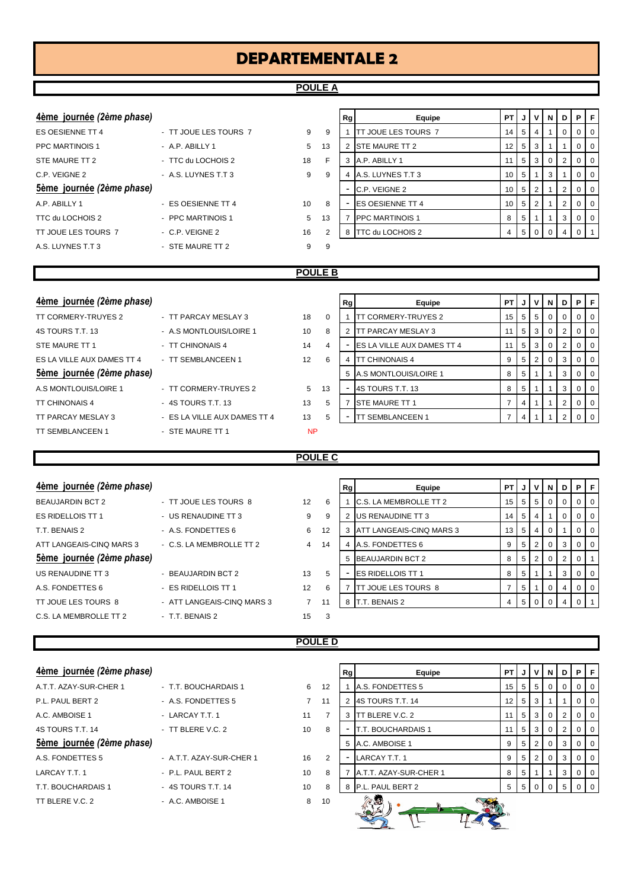# DEPARTEMENTALE 2

## POULE A

**4ème journée** *(2ème phase)*

| | | | |
|---|---|---|---|
| ES OESIENNE TT 4 | - TT JOUE LES TOURS 7 | 9 | 9 |
| PPC MARTINOIS 1 | - A.P. ABILLY 1 | 5 | 13 |
| STE MAURE TT 2 | - TTC du LOCHOIS 2 | 18 | F |
| C.P. VEIGNE 2 | - A.S. LUYNES T.T 3 | 9 | 9 |

**5ème journée** *(2ème phase)*

| | | | |
|---|---|---|---|
| A.P. ABILLY 1 | - ES OESIENNE TT 4 | 10 | 8 |
| TTC du LOCHOIS 2 | - PPC MARTINOIS 1 | 5 | 13 |
| TT JOUE LES TOURS 7 | - C.P. VEIGNE 2 | 16 | 2 |
| A.S. LUYNES T.T 3 | - STE MAURE TT 2 | 9 | 9 |

| Rg | Equipe | PT | J | V | N | D | P | F |
|---|---|---|---|---|---|---|---|---|
| 1 | TT JOUE LES TOURS 7 | 14 | 5 | 4 | 1 | 0 | 0 | 0 |
| 2 | STE MAURE TT 2 | 12 | 5 | 3 | 1 | 1 | 0 | 0 |
| 3 | A.P. ABILLY 1 | 11 | 5 | 3 | 0 | 2 | 0 | 0 |
| 4 | A.S. LUYNES T.T 3 | 10 | 5 | 1 | 3 | 1 | 0 | 0 |
| - | C.P. VEIGNE 2 | 10 | 5 | 2 | 1 | 2 | 0 | 0 |
| - | ES OESIENNE TT 4 | 10 | 5 | 2 | 1 | 2 | 0 | 0 |
| 7 | PPC MARTINOIS 1 | 8 | 5 | 1 | 1 | 3 | 0 | 0 |
| 8 | TTC du LOCHOIS 2 | 4 | 5 | 0 | 0 | 4 | 0 | 1 |

## POULE B

**4ème journée** *(2ème phase)*

| | | | |
|---|---|---|---|
| TT CORMERY-TRUYES 2 | - TT PARCAY MESLAY 3 | 18 | 0 |
| 4S TOURS T.T. 13 | - A.S MONTLOUIS/LOIRE 1 | 10 | 8 |
| STE MAURE TT 1 | - TT CHINONAIS 4 | 14 | 4 |
| ES LA VILLE AUX DAMES TT 4 | - TT SEMBLANCEEN 1 | 12 | 6 |

**5ème journée** *(2ème phase)*

| | | | |
|---|---|---|---|
| A.S MONTLOUIS/LOIRE 1 | - TT CORMERY-TRUYES 2 | 5 | 13 |
| TT CHINONAIS 4 | - 4S TOURS T.T. 13 | 13 | 5 |
| TT PARCAY MESLAY 3 | - ES LA VILLE AUX DAMES TT 4 | 13 | 5 |
| TT SEMBLANCEEN 1 | - STE MAURE TT 1 | NP | |

| Rg | Equipe | PT | J | V | N | D | P | F |
|---|---|---|---|---|---|---|---|---|
| 1 | TT CORMERY-TRUYES 2 | 15 | 5 | 5 | 0 | 0 | 0 | 0 |
| 2 | TT PARCAY MESLAY 3 | 11 | 5 | 3 | 0 | 2 | 0 | 0 |
| - | ES LA VILLE AUX DAMES TT 4 | 11 | 5 | 3 | 0 | 2 | 0 | 0 |
| 4 | TT CHINONAIS 4 | 9 | 5 | 2 | 0 | 3 | 0 | 0 |
| 5 | A.S MONTLOUIS/LOIRE 1 | 8 | 5 | 1 | 1 | 3 | 0 | 0 |
| - | 4S TOURS T.T. 13 | 8 | 5 | 1 | 1 | 3 | 0 | 0 |
| 7 | STE MAURE TT 1 | 7 | 4 | 1 | 1 | 2 | 0 | 0 |
| - | TT SEMBLANCEEN 1 | 7 | 4 | 1 | 1 | 2 | 0 | 0 |

## POULE C

**4ème journée** *(2ème phase)*

| | | | |
|---|---|---|---|
| BEAUJARDIN BCT 2 | - TT JOUE LES TOURS 8 | 12 | 6 |
| ES RIDELLOIS TT 1 | - US RENAUDINE TT 3 | 9 | 9 |
| T.T. BENAIS 2 | - A.S. FONDETTES 6 | 6 | 12 |
| ATT LANGEAIS-CINQ MARS 3 | - C.S. LA MEMBROLLE TT 2 | 4 | 14 |

**5ème journée** *(2ème phase)*

| | | | |
|---|---|---|---|
| US RENAUDINE TT 3 | - BEAUJARDIN BCT 2 | 13 | 5 |
| A.S. FONDETTES 6 | - ES RIDELLOIS TT 1 | 12 | 6 |
| TT JOUE LES TOURS 8 | - ATT LANGEAIS-CINQ MARS 3 | 7 | 11 |
| C.S. LA MEMBROLLE TT 2 | - T.T. BENAIS 2 | 15 | 3 |

| Rg | Equipe | PT | J | V | N | D | P | F |
|---|---|---|---|---|---|---|---|---|
| 1 | C.S. LA MEMBROLLE TT 2 | 15 | 5 | 5 | 0 | 0 | 0 | 0 |
| 2 | US RENAUDINE TT 3 | 14 | 5 | 4 | 1 | 0 | 0 | 0 |
| 3 | ATT LANGEAIS-CINQ MARS 3 | 13 | 5 | 4 | 0 | 1 | 0 | 0 |
| 4 | A.S. FONDETTES 6 | 9 | 5 | 2 | 0 | 3 | 0 | 0 |
| 5 | BEAUJARDIN BCT 2 | 8 | 5 | 2 | 0 | 2 | 0 | 1 |
| - | ES RIDELLOIS TT 1 | 8 | 5 | 1 | 1 | 3 | 0 | 0 |
| 7 | TT JOUE LES TOURS 8 | 7 | 5 | 1 | 0 | 4 | 0 | 0 |
| 8 | T.T. BENAIS 2 | 4 | 5 | 0 | 0 | 4 | 0 | 1 |

## POULE D

**4ème journée** *(2ème phase)*

| | | | |
|---|---|---|---|
| A.T.T. AZAY-SUR-CHER 1 | - T.T. BOUCHARDAIS 1 | 6 | 12 |
| P.L. PAUL BERT 2 | - A.S. FONDETTES 5 | 7 | 11 |
| A.C. AMBOISE 1 | - LARCAY T.T. 1 | 11 | 7 |
| 4S TOURS T.T. 14 | - TT BLERE V.C. 2 | 10 | 8 |

**5ème journée** *(2ème phase)*

| | | | |
|---|---|---|---|
| A.S. FONDETTES 5 | - A.T.T. AZAY-SUR-CHER 1 | 16 | 2 |
| LARCAY T.T. 1 | - P.L. PAUL BERT 2 | 10 | 8 |
| T.T. BOUCHARDAIS 1 | - 4S TOURS T.T. 14 | 10 | 8 |
| TT BLERE V.C. 2 | - A.C. AMBOISE 1 | 8 | 10 |

| Rg | Equipe | PT | J | V | N | D | P | F |
|---|---|---|---|---|---|---|---|---|
| 1 | A.S. FONDETTES 5 | 15 | 5 | 5 | 0 | 0 | 0 | 0 |
| 2 | 4S TOURS T.T. 14 | 12 | 5 | 3 | 1 | 1 | 0 | 0 |
| 3 | TT BLERE V.C. 2 | 11 | 5 | 3 | 0 | 2 | 0 | 0 |
| - | T.T. BOUCHARDAIS 1 | 11 | 5 | 3 | 0 | 2 | 0 | 0 |
| 5 | A.C. AMBOISE 1 | 9 | 5 | 2 | 0 | 3 | 0 | 0 |
| - | LARCAY T.T. 1 | 9 | 5 | 2 | 0 | 3 | 0 | 0 |
| 7 | A.T.T. AZAY-SUR-CHER 1 | 8 | 5 | 1 | 1 | 3 | 0 | 0 |
| 8 | P.L. PAUL BERT 2 | 5 | 5 | 0 | 0 | 5 | 0 | 0 |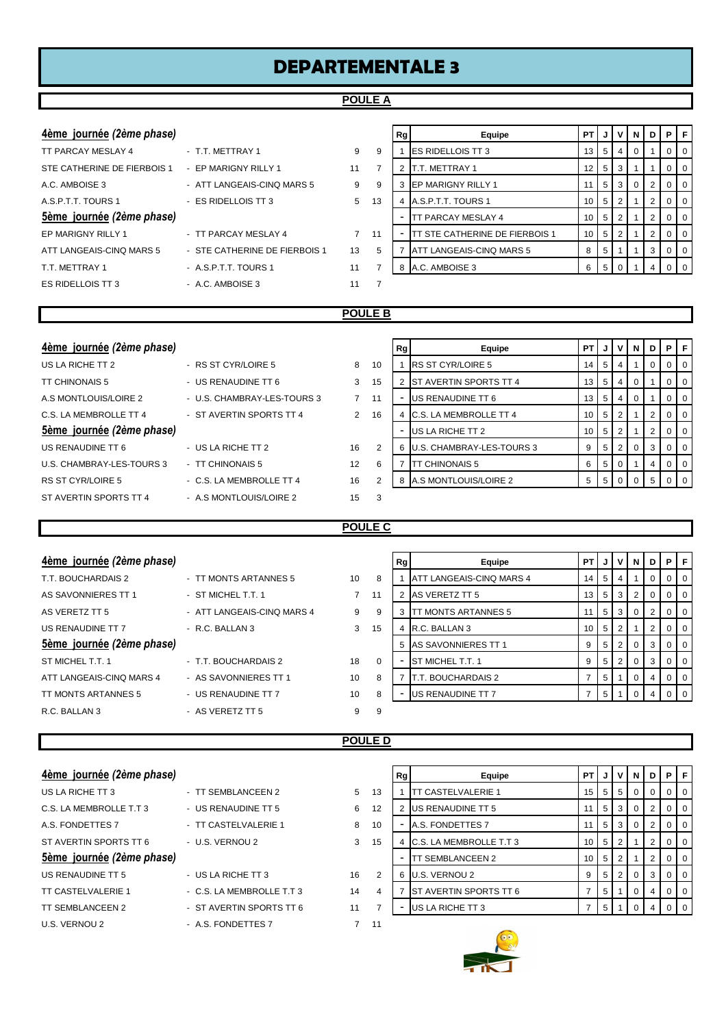# DEPARTEMENTALE 3

## POULE A

**4ème journée** *(2ème phase)*

| | | | |
|---|---|---|---|
| TT PARCAY MESLAY 4 | - T.T. METTRAY 1 | 9 | 9 |
| STE CATHERINE DE FIERBOIS 1 | - EP MARIGNY RILLY 1 | 11 | 7 |
| A.C. AMBOISE 3 | - ATT LANGEAIS-CINQ MARS 5 | 9 | 9 |
| A.S.P.T.T. TOURS 1 | - ES RIDELLOIS TT 3 | 5 | 13 |

**5ème journée** *(2ème phase)*

| | | | |
|---|---|---|---|
| EP MARIGNY RILLY 1 | - TT PARCAY MESLAY 4 | 7 | 11 |
| ATT LANGEAIS-CINQ MARS 5 | - STE CATHERINE DE FIERBOIS 1 | 13 | 5 |
| T.T. METTRAY 1 | - A.S.P.T.T. TOURS 1 | 11 | 7 |
| ES RIDELLOIS TT 3 | - A.C. AMBOISE 3 | 11 | 7 |

| Rg | Equipe | PT | J | V | N | D | P | F |
|---|---|---|---|---|---|---|---|---|
| 1 | ES RIDELLOIS TT 3 | 13 | 5 | 4 | 0 | 1 | 0 | 0 |
| 2 | T.T. METTRAY 1 | 12 | 5 | 3 | 1 | 1 | 0 | 0 |
| 3 | EP MARIGNY RILLY 1 | 11 | 5 | 3 | 0 | 2 | 0 | 0 |
| 4 | A.S.P.T.T. TOURS 1 | 10 | 5 | 2 | 1 | 2 | 0 | 0 |
| - | TT PARCAY MESLAY 4 | 10 | 5 | 2 | 1 | 2 | 0 | 0 |
| - | TT STE CATHERINE DE FIERBOIS 1 | 10 | 5 | 2 | 1 | 2 | 0 | 0 |
| 7 | ATT LANGEAIS-CINQ MARS 5 | 8 | 5 | 1 | 1 | 3 | 0 | 0 |
| 8 | A.C. AMBOISE 3 | 6 | 5 | 0 | 1 | 4 | 0 | 0 |

## POULE B

**4ème journée** *(2ème phase)*

| | | | |
|---|---|---|---|
| US LA RICHE TT 2 | - RS ST CYR/LOIRE 5 | 8 | 10 |
| TT CHINONAIS 5 | - US RENAUDINE TT 6 | 3 | 15 |
| A.S MONTLOUIS/LOIRE 2 | - U.S. CHAMBRAY-LES-TOURS 3 | 7 | 11 |
| C.S. LA MEMBROLLE TT 4 | - ST AVERTIN SPORTS TT 4 | 2 | 16 |

**5ème journée** *(2ème phase)*

| | | | |
|---|---|---|---|
| US RENAUDINE TT 6 | - US LA RICHE TT 2 | 16 | 2 |
| U.S. CHAMBRAY-LES-TOURS 3 | - TT CHINONAIS 5 | 12 | 6 |
| RS ST CYR/LOIRE 5 | - C.S. LA MEMBROLLE TT 4 | 16 | 2 |
| ST AVERTIN SPORTS TT 4 | - A.S MONTLOUIS/LOIRE 2 | 15 | 3 |

| Rg | Equipe | PT | J | V | N | D | P | F |
|---|---|---|---|---|---|---|---|---|
| 1 | RS ST CYR/LOIRE 5 | 14 | 5 | 4 | 1 | 0 | 0 | 0 |
| 2 | ST AVERTIN SPORTS TT 4 | 13 | 5 | 4 | 0 | 1 | 0 | 0 |
| - | US RENAUDINE TT 6 | 13 | 5 | 4 | 0 | 1 | 0 | 0 |
| 4 | C.S. LA MEMBROLLE TT 4 | 10 | 5 | 2 | 1 | 2 | 0 | 0 |
| - | US LA RICHE TT 2 | 10 | 5 | 2 | 1 | 2 | 0 | 0 |
| 6 | U.S. CHAMBRAY-LES-TOURS 3 | 9 | 5 | 2 | 0 | 3 | 0 | 0 |
| 7 | TT CHINONAIS 5 | 6 | 5 | 0 | 1 | 4 | 0 | 0 |
| 8 | A.S MONTLOUIS/LOIRE 2 | 5 | 5 | 0 | 0 | 5 | 0 | 0 |

## POULE C

**4ème journée** *(2ème phase)*

| | | | |
|---|---|---|---|
| T.T. BOUCHARDAIS 2 | - TT MONTS ARTANNES 5 | 10 | 8 |
| AS SAVONNIERES TT 1 | - ST MICHEL T.T. 1 | 7 | 11 |
| AS VERETZ TT 5 | - ATT LANGEAIS-CINQ MARS 4 | 9 | 9 |
| US RENAUDINE TT 7 | - R.C. BALLAN 3 | 3 | 15 |

**5ème journée** *(2ème phase)*

| | | | |
|---|---|---|---|
| ST MICHEL T.T. 1 | - T.T. BOUCHARDAIS 2 | 18 | 0 |
| ATT LANGEAIS-CINQ MARS 4 | - AS SAVONNIERES TT 1 | 10 | 8 |
| TT MONTS ARTANNES 5 | - US RENAUDINE TT 7 | 10 | 8 |
| R.C. BALLAN 3 | - AS VERETZ TT 5 | 9 | 9 |

| Rg | Equipe | PT | J | V | N | D | P | F |
|---|---|---|---|---|---|---|---|---|
| 1 | ATT LANGEAIS-CINQ MARS 4 | 14 | 5 | 4 | 1 | 0 | 0 | 0 |
| 2 | AS VERETZ TT 5 | 13 | 5 | 3 | 2 | 0 | 0 | 0 |
| 3 | TT MONTS ARTANNES 5 | 11 | 5 | 3 | 0 | 2 | 0 | 0 |
| 4 | R.C. BALLAN 3 | 10 | 5 | 2 | 1 | 2 | 0 | 0 |
| 5 | AS SAVONNIERES TT 1 | 9 | 5 | 2 | 0 | 3 | 0 | 0 |
| - | ST MICHEL T.T. 1 | 9 | 5 | 2 | 0 | 3 | 0 | 0 |
| 7 | T.T. BOUCHARDAIS 2 | 7 | 5 | 1 | 0 | 4 | 0 | 0 |
| - | US RENAUDINE TT 7 | 7 | 5 | 1 | 0 | 4 | 0 | 0 |

## POULE D

**4ème journée** *(2ème phase)*

| | | | |
|---|---|---|---|
| US LA RICHE TT 3 | - TT SEMBLANCEEN 2 | 5 | 13 |
| C.S. LA MEMBROLLE T.T 3 | - US RENAUDINE TT 5 | 6 | 12 |
| A.S. FONDETTES 7 | - TT CASTELVALERIE 1 | 8 | 10 |
| ST AVERTIN SPORTS TT 6 | - U.S. VERNOU 2 | 3 | 15 |

**5ème journée** *(2ème phase)*

| | | | |
|---|---|---|---|
| US RENAUDINE TT 5 | - US LA RICHE TT 3 | 16 | 2 |
| TT CASTELVALERIE 1 | - C.S. LA MEMBROLLE T.T 3 | 14 | 4 |
| TT SEMBLANCEEN 2 | - ST AVERTIN SPORTS TT 6 | 11 | 7 |
| U.S. VERNOU 2 | - A.S. FONDETTES 7 | 7 | 11 |

| Rg | Equipe | PT | J | V | N | D | P | F |
|---|---|---|---|---|---|---|---|---|
| 1 | TT CASTELVALERIE 1 | 15 | 5 | 5 | 0 | 0 | 0 | 0 |
| 2 | US RENAUDINE TT 5 | 11 | 5 | 3 | 0 | 2 | 0 | 0 |
| - | A.S. FONDETTES 7 | 11 | 5 | 3 | 0 | 2 | 0 | 0 |
| 4 | C.S. LA MEMBROLLE T.T 3 | 10 | 5 | 2 | 1 | 2 | 0 | 0 |
| - | TT SEMBLANCEEN 2 | 10 | 5 | 2 | 1 | 2 | 0 | 0 |
| 6 | U.S. VERNOU 2 | 9 | 5 | 2 | 0 | 3 | 0 | 0 |
| 7 | ST AVERTIN SPORTS TT 6 | 7 | 5 | 1 | 0 | 4 | 0 | 0 |
| - | US LA RICHE TT 3 | 7 | 5 | 1 | 0 | 4 | 0 | 0 |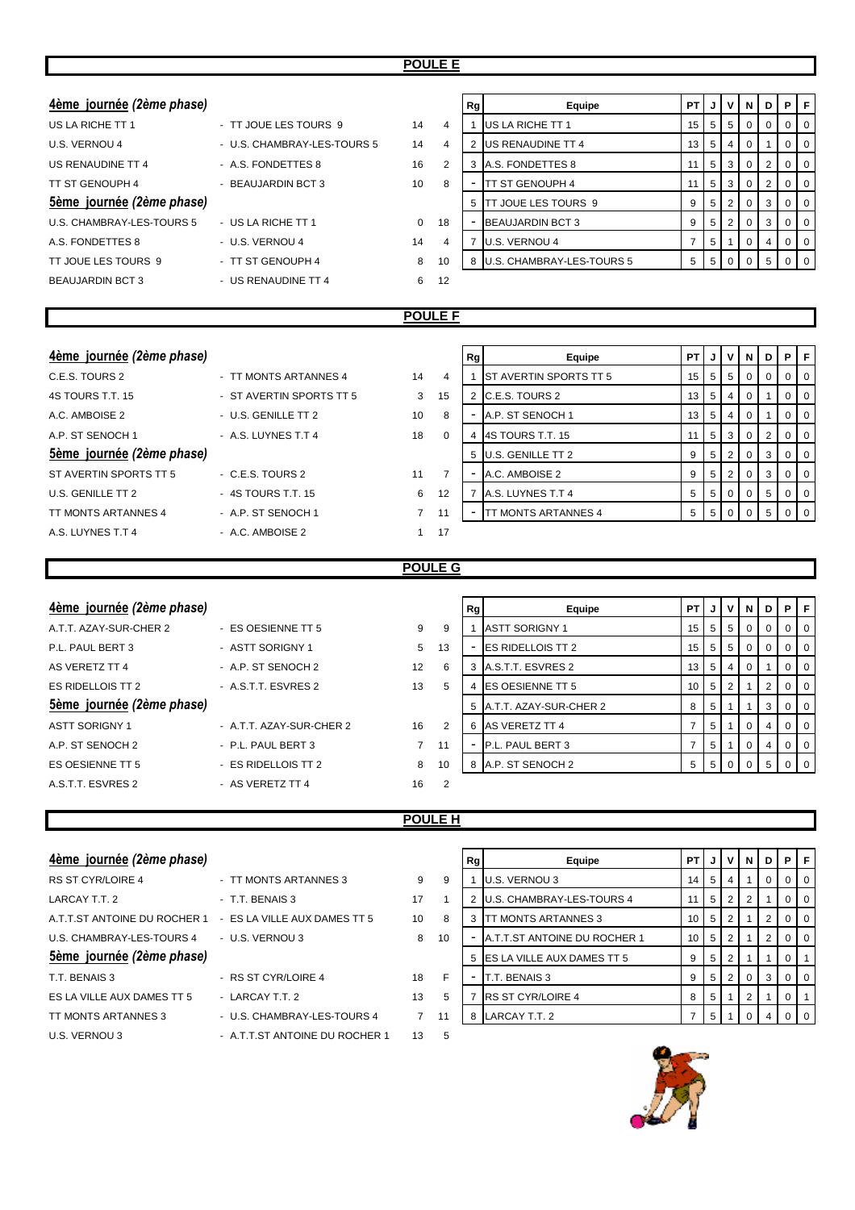## POULE E

### 4ème journée *(2ème phase)*

| | | | |
|---|---|---|---|
| US LA RICHE TT 1 | - TT JOUE LES TOURS 9 | 14 | 4 |
| U.S. VERNOU 4 | - U.S. CHAMBRAY-LES-TOURS 5 | 14 | 4 |
| US RENAUDINE TT 4 | - A.S. FONDETTES 8 | 16 | 2 |
| TT ST GENOUPH 4 | - BEAUJARDIN BCT 3 | 10 | 8 |

### 5ème journée *(2ème phase)*

| | | | |
|---|---|---|---|
| U.S. CHAMBRAY-LES-TOURS 5 | - US LA RICHE TT 1 | 0 | 18 |
| A.S. FONDETTES 8 | - U.S. VERNOU 4 | 14 | 4 |
| TT JOUE LES TOURS 9 | - TT ST GENOUPH 4 | 8 | 10 |
| BEAUJARDIN BCT 3 | - US RENAUDINE TT 4 | 6 | 12 |

| Rg | Equipe | PT | J | V | N | D | P | F |
|---|---|---|---|---|---|---|---|---|
| 1 | US LA RICHE TT 1 | 15 | 5 | 5 | 0 | 0 | 0 | 0 |
| 2 | US RENAUDINE TT 4 | 13 | 5 | 4 | 0 | 1 | 0 | 0 |
| 3 | A.S. FONDETTES 8 | 11 | 5 | 3 | 0 | 2 | 0 | 0 |
| - | TT ST GENOUPH 4 | 11 | 5 | 3 | 0 | 2 | 0 | 0 |
| 5 | TT JOUE LES TOURS 9 | 9 | 5 | 2 | 0 | 3 | 0 | 0 |
| - | BEAUJARDIN BCT 3 | 9 | 5 | 2 | 0 | 3 | 0 | 0 |
| 7 | U.S. VERNOU 4 | 7 | 5 | 1 | 0 | 4 | 0 | 0 |
| 8 | U.S. CHAMBRAY-LES-TOURS 5 | 5 | 5 | 0 | 0 | 5 | 0 | 0 |

## POULE F

### 4ème journée *(2ème phase)*

| | | | |
|---|---|---|---|
| C.E.S. TOURS 2 | - TT MONTS ARTANNES 4 | 14 | 4 |
| 4S TOURS T.T. 15 | - ST AVERTIN SPORTS TT 5 | 3 | 15 |
| A.C. AMBOISE 2 | - U.S. GENILLE TT 2 | 10 | 8 |
| A.P. ST SENOCH 1 | - A.S. LUYNES T.T 4 | 18 | 0 |

### 5ème journée *(2ème phase)*

| | | | |
|---|---|---|---|
| ST AVERTIN SPORTS TT 5 | - C.E.S. TOURS 2 | 11 | 7 |
| U.S. GENILLE TT 2 | - 4S TOURS T.T. 15 | 6 | 12 |
| TT MONTS ARTANNES 4 | - A.P. ST SENOCH 1 | 7 | 11 |
| A.S. LUYNES T.T 4 | - A.C. AMBOISE 2 | 1 | 17 |

| Rg | Equipe | PT | J | V | N | D | P | F |
|---|---|---|---|---|---|---|---|---|
| 1 | ST AVERTIN SPORTS TT 5 | 15 | 5 | 5 | 0 | 0 | 0 | 0 |
| 2 | C.E.S. TOURS 2 | 13 | 5 | 4 | 0 | 1 | 0 | 0 |
| - | A.P. ST SENOCH 1 | 13 | 5 | 4 | 0 | 1 | 0 | 0 |
| 4 | 4S TOURS T.T. 15 | 11 | 5 | 3 | 0 | 2 | 0 | 0 |
| 5 | U.S. GENILLE TT 2 | 9 | 5 | 2 | 0 | 3 | 0 | 0 |
| - | A.C. AMBOISE 2 | 9 | 5 | 2 | 0 | 3 | 0 | 0 |
| 7 | A.S. LUYNES T.T 4 | 5 | 5 | 0 | 0 | 5 | 0 | 0 |
| - | TT MONTS ARTANNES 4 | 5 | 5 | 0 | 0 | 5 | 0 | 0 |

## POULE G

### 4ème journée *(2ème phase)*

| | | | |
|---|---|---|---|
| A.T.T. AZAY-SUR-CHER 2 | - ES OESIENNE TT 5 | 9 | 9 |
| P.L. PAUL BERT 3 | - ASTT SORIGNY 1 | 5 | 13 |
| AS VERETZ TT 4 | - A.P. ST SENOCH 2 | 12 | 6 |
| ES RIDELLOIS TT 2 | - A.S.T.T. ESVRES 2 | 13 | 5 |

### 5ème journée *(2ème phase)*

| | | | |
|---|---|---|---|
| ASTT SORIGNY 1 | - A.T.T. AZAY-SUR-CHER 2 | 16 | 2 |
| A.P. ST SENOCH 2 | - P.L. PAUL BERT 3 | 7 | 11 |
| ES OESIENNE TT 5 | - ES RIDELLOIS TT 2 | 8 | 10 |
| A.S.T.T. ESVRES 2 | - AS VERETZ TT 4 | 16 | 2 |

| Rg | Equipe | PT | J | V | N | D | P | F |
|---|---|---|---|---|---|---|---|---|
| 1 | ASTT SORIGNY 1 | 15 | 5 | 5 | 0 | 0 | 0 | 0 |
| - | ES RIDELLOIS TT 2 | 15 | 5 | 5 | 0 | 0 | 0 | 0 |
| 3 | A.S.T.T. ESVRES 2 | 13 | 5 | 4 | 0 | 1 | 0 | 0 |
| 4 | ES OESIENNE TT 5 | 10 | 5 | 2 | 1 | 2 | 0 | 0 |
| 5 | A.T.T. AZAY-SUR-CHER 2 | 8 | 5 | 1 | 1 | 3 | 0 | 0 |
| 6 | AS VERETZ TT 4 | 7 | 5 | 1 | 0 | 4 | 0 | 0 |
| - | P.L. PAUL BERT 3 | 7 | 5 | 1 | 0 | 4 | 0 | 0 |
| 8 | A.P. ST SENOCH 2 | 5 | 5 | 0 | 0 | 5 | 0 | 0 |

## POULE H

### 4ème journée *(2ème phase)*

| | | | |
|---|---|---|---|
| RS ST CYR/LOIRE 4 | - TT MONTS ARTANNES 3 | 9 | 9 |
| LARCAY T.T. 2 | - T.T. BENAIS 3 | 17 | 1 |
| A.T.T.ST ANTOINE DU ROCHER 1 | - ES LA VILLE AUX DAMES TT 5 | 10 | 8 |
| U.S. CHAMBRAY-LES-TOURS 4 | - U.S. VERNOU 3 | 8 | 10 |

### 5ème journée *(2ème phase)*

| | | | |
|---|---|---|---|
| T.T. BENAIS 3 | - RS ST CYR/LOIRE 4 | 18 | F |
| ES LA VILLE AUX DAMES TT 5 | - LARCAY T.T. 2 | 13 | 5 |
| TT MONTS ARTANNES 3 | - U.S. CHAMBRAY-LES-TOURS 4 | 7 | 11 |
| U.S. VERNOU 3 | - A.T.T.ST ANTOINE DU ROCHER 1 | 13 | 5 |

| Rg | Equipe | PT | J | V | N | D | P | F |
|---|---|---|---|---|---|---|---|---|
| 1 | U.S. VERNOU 3 | 14 | 5 | 4 | 1 | 0 | 0 | 0 |
| 2 | U.S. CHAMBRAY-LES-TOURS 4 | 11 | 5 | 2 | 2 | 1 | 0 | 0 |
| 3 | TT MONTS ARTANNES 3 | 10 | 5 | 2 | 1 | 2 | 0 | 0 |
| - | A.T.T.ST ANTOINE DU ROCHER 1 | 10 | 5 | 2 | 1 | 2 | 0 | 0 |
| 5 | ES LA VILLE AUX DAMES TT 5 | 9 | 5 | 2 | 1 | 1 | 0 | 1 |
| - | T.T. BENAIS 3 | 9 | 5 | 2 | 0 | 3 | 0 | 0 |
| 7 | RS ST CYR/LOIRE 4 | 8 | 5 | 1 | 2 | 1 | 0 | 1 |
| 8 | LARCAY T.T. 2 | 7 | 5 | 1 | 0 | 4 | 0 | 0 |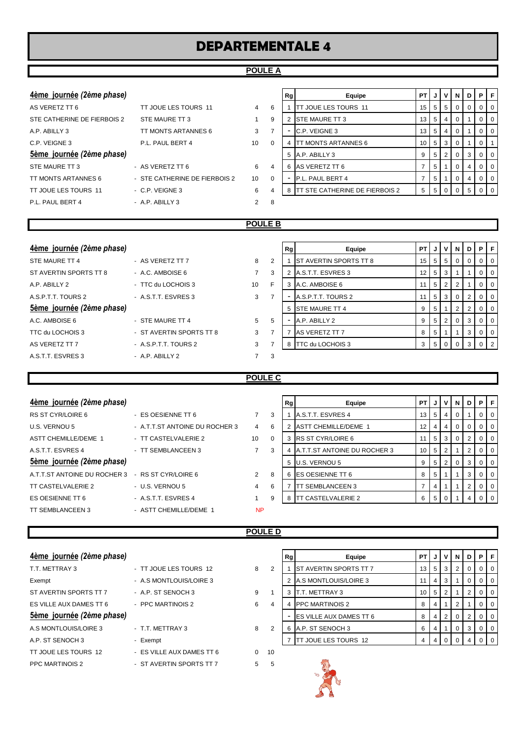# DEPARTEMENTALE 4

## POULE A

**4ème journée** *(2ème phase)*

| | | | |
|---|---|---|---|
| AS VERETZ TT 6 | TT JOUE LES TOURS 11 | 4 | 6 |
| STE CATHERINE DE FIERBOIS 2 | STE MAURE TT 3 | 1 | 9 |
| A.P. ABILLY 3 | TT MONTS ARTANNES 6 | 3 | 7 |
| C.P. VEIGNE 3 | P.L. PAUL BERT 4 | 10 | 0 |

**5ème journée** *(2ème phase)*

| | | | |
|---|---|---|---|
| STE MAURE TT 3 | - AS VERETZ TT 6 | 6 | 4 |
| TT MONTS ARTANNES 6 | - STE CATHERINE DE FIERBOIS 2 | 10 | 0 |
| TT JOUE LES TOURS 11 | - C.P. VEIGNE 3 | 6 | 4 |
| P.L. PAUL BERT 4 | - A.P. ABILLY 3 | 2 | 8 |

| Rg | Equipe | PT | J | V | N | D | P | F |
|---|---|---|---|---|---|---|---|---|
| 1 | TT JOUE LES TOURS 11 | 15 | 5 | 5 | 0 | 0 | 0 | 0 |
| 2 | STE MAURE TT 3 | 13 | 5 | 4 | 0 | 1 | 0 | 0 |
| - | C.P. VEIGNE 3 | 13 | 5 | 4 | 0 | 1 | 0 | 0 |
| 4 | TT MONTS ARTANNES 6 | 10 | 5 | 3 | 0 | 1 | 0 | 1 |
| 5 | A.P. ABILLY 3 | 9 | 5 | 2 | 0 | 3 | 0 | 0 |
| 6 | AS VERETZ TT 6 | 7 | 5 | 1 | 0 | 4 | 0 | 0 |
| - | P.L. PAUL BERT 4 | 7 | 5 | 1 | 0 | 4 | 0 | 0 |
| 8 | TT STE CATHERINE DE FIERBOIS 2 | 5 | 5 | 0 | 0 | 5 | 0 | 0 |

## POULE B

**4ème journée** *(2ème phase)*

| | | | |
|---|---|---|---|
| STE MAURE TT 4 | - AS VERETZ TT 7 | 8 | 2 |
| ST AVERTIN SPORTS TT 8 | - A.C. AMBOISE 6 | 7 | 3 |
| A.P. ABILLY 2 | - TTC du LOCHOIS 3 | 10 | F |
| A.S.P.T.T. TOURS 2 | - A.S.T.T. ESVRES 3 | 3 | 7 |

**5ème journée** *(2ème phase)*

| | | | |
|---|---|---|---|
| A.C. AMBOISE 6 | - STE MAURE TT 4 | 5 | 5 |
| TTC du LOCHOIS 3 | - ST AVERTIN SPORTS TT 8 | 3 | 7 |
| AS VERETZ TT 7 | - A.S.P.T.T. TOURS 2 | 3 | 7 |
| A.S.T.T. ESVRES 3 | - A.P. ABILLY 2 | 7 | 3 |

| Rg | Equipe | PT | J | V | N | D | P | F |
|---|---|---|---|---|---|---|---|---|
| 1 | ST AVERTIN SPORTS TT 8 | 15 | 5 | 5 | 0 | 0 | 0 | 0 |
| 2 | A.S.T.T. ESVRES 3 | 12 | 5 | 3 | 1 | 1 | 0 | 0 |
| 3 | A.C. AMBOISE 6 | 11 | 5 | 2 | 2 | 1 | 0 | 0 |
| - | A.S.P.T.T. TOURS 2 | 11 | 5 | 3 | 0 | 2 | 0 | 0 |
| 5 | STE MAURE TT 4 | 9 | 5 | 1 | 2 | 2 | 0 | 0 |
| - | A.P. ABILLY 2 | 9 | 5 | 2 | 0 | 3 | 0 | 0 |
| 7 | AS VERETZ TT 7 | 8 | 5 | 1 | 1 | 3 | 0 | 0 |
| 8 | TTC du LOCHOIS 3 | 3 | 5 | 0 | 0 | 3 | 0 | 2 |

## POULE C

**4ème journée** *(2ème phase)*

| | | | |
|---|---|---|---|
| RS ST CYR/LOIRE 6 | - ES OESIENNE TT 6 | 7 | 3 |
| U.S. VERNOU 5 | - A.T.T.ST ANTOINE DU ROCHER 3 | 4 | 6 |
| ASTT CHEMILLE/DEME 1 | - TT CASTELVALERIE 2 | 10 | 0 |
| A.S.T.T. ESVRES 4 | - TT SEMBLANCEEN 3 | 7 | 3 |

**5ème journée** *(2ème phase)*

| | | | |
|---|---|---|---|
| A.T.T.ST ANTOINE DU ROCHER 3 | - RS ST CYR/LOIRE 6 | 2 | 8 |
| TT CASTELVALERIE 2 | - U.S. VERNOU 5 | 4 | 6 |
| ES OESIENNE TT 6 | - A.S.T.T. ESVRES 4 | 1 | 9 |
| TT SEMBLANCEEN 3 | - ASTT CHEMILLE/DEME 1 | NP | |

| Rg | Equipe | PT | J | V | N | D | P | F |
|---|---|---|---|---|---|---|---|---|
| 1 | A.S.T.T. ESVRES 4 | 13 | 5 | 4 | 0 | 1 | 0 | 0 |
| 2 | ASTT CHEMILLE/DEME 1 | 12 | 4 | 4 | 0 | 0 | 0 | 0 |
| 3 | RS ST CYR/LOIRE 6 | 11 | 5 | 3 | 0 | 2 | 0 | 0 |
| 4 | A.T.T.ST ANTOINE DU ROCHER 3 | 10 | 5 | 2 | 1 | 2 | 0 | 0 |
| 5 | U.S. VERNOU 5 | 9 | 5 | 2 | 0 | 3 | 0 | 0 |
| 6 | ES OESIENNE TT 6 | 8 | 5 | 1 | 1 | 3 | 0 | 0 |
| 7 | TT SEMBLANCEEN 3 | 7 | 4 | 1 | 1 | 2 | 0 | 0 |
| 8 | TT CASTELVALERIE 2 | 6 | 5 | 0 | 1 | 4 | 0 | 0 |

## POULE D

**4ème journée** *(2ème phase)*

| | | | |
|---|---|---|---|
| T.T. METTRAY 3 | - TT JOUE LES TOURS 12 | 8 | 2 |
| Exempt | - A.S MONTLOUIS/LOIRE 3 | | |
| ST AVERTIN SPORTS TT 7 | - A.P. ST SENOCH 3 | 9 | 1 |
| ES VILLE AUX DAMES TT 6 | - PPC MARTINOIS 2 | 6 | 4 |

**5ème journée** *(2ème phase)*

| | | | |
|---|---|---|---|
| A.S MONTLOUIS/LOIRE 3 | - T.T. METTRAY 3 | 8 | 2 |
| A.P. ST SENOCH 3 | - Exempt | | |
| TT JOUE LES TOURS 12 | - ES VILLE AUX DAMES TT 6 | 0 | 10 |
| PPC MARTINOIS 2 | - ST AVERTIN SPORTS TT 7 | 5 | 5 |

| Rg | Equipe | PT | J | V | N | D | P | F |
|---|---|---|---|---|---|---|---|---|
| 1 | ST AVERTIN SPORTS TT 7 | 13 | 5 | 3 | 2 | 0 | 0 | 0 |
| 2 | A.S MONTLOUIS/LOIRE 3 | 11 | 4 | 3 | 1 | 0 | 0 | 0 |
| 3 | T.T. METTRAY 3 | 10 | 5 | 2 | 1 | 2 | 0 | 0 |
| 4 | PPC MARTINOIS 2 | 8 | 4 | 1 | 2 | 1 | 0 | 0 |
| - | ES VILLE AUX DAMES TT 6 | 8 | 4 | 2 | 0 | 2 | 0 | 0 |
| 6 | A.P. ST SENOCH 3 | 6 | 4 | 1 | 0 | 3 | 0 | 0 |
| 7 | TT JOUE LES TOURS 12 | 4 | 4 | 0 | 0 | 4 | 0 | 0 |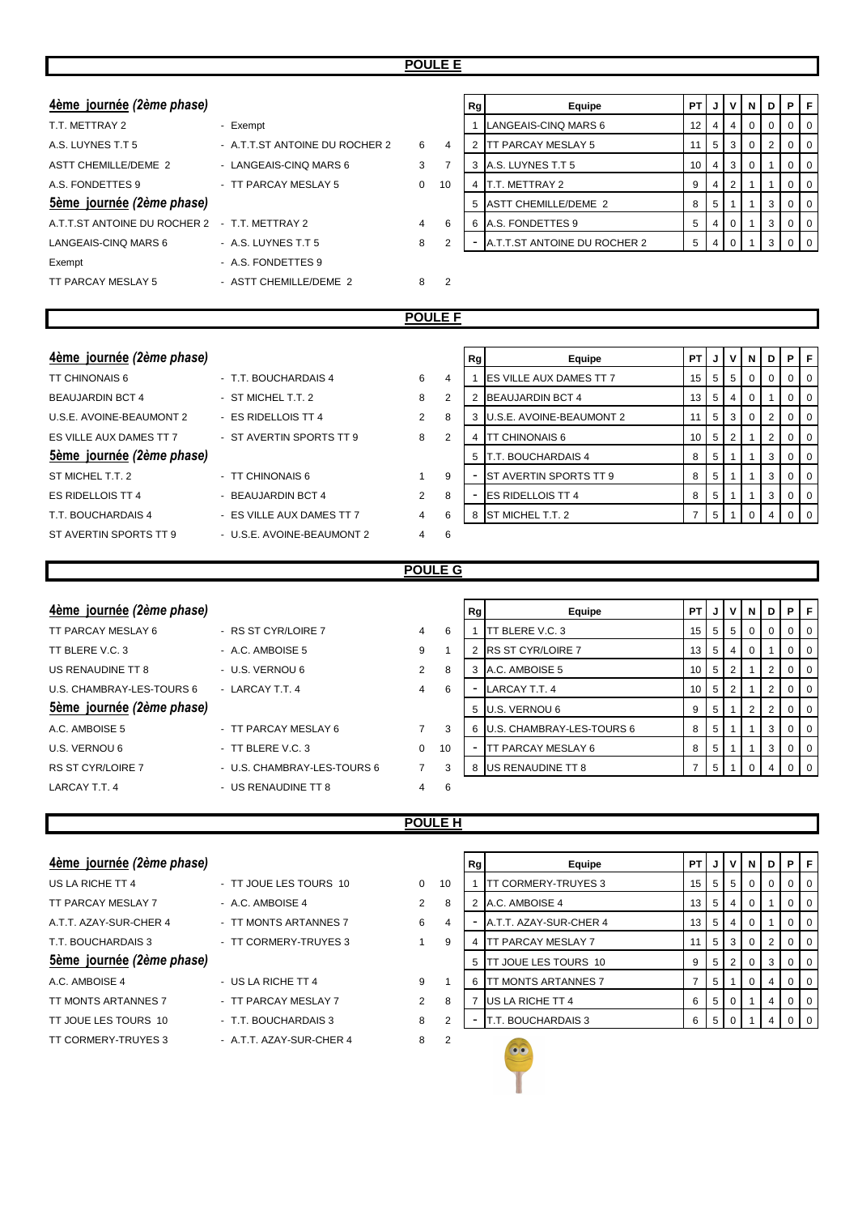## POULE E

### *4ème journée (2ème phase)*

| Équipe 1 | Équipe 2 | Score 1 | Score 2 |
|---|---|---|---|
| T.T. METTRAY 2 | - Exempt | | |
| A.S. LUYNES T.T 5 | - A.T.T.ST ANTOINE DU ROCHER 2 | 6 | 4 |
| ASTT CHEMILLE/DEME 2 | - LANGEAIS-CINQ MARS 6 | 3 | 7 |
| A.S. FONDETTES 9 | - TT PARCAY MESLAY 5 | 0 | 10 |

### *5ème journée (2ème phase)*

| Équipe 1 | Équipe 2 | Score 1 | Score 2 |
|---|---|---|---|
| A.T.T.ST ANTOINE DU ROCHER 2 | - T.T. METTRAY 2 | 4 | 6 |
| LANGEAIS-CINQ MARS 6 | - A.S. LUYNES T.T 5 | 8 | 2 |
| Exempt | - A.S. FONDETTES 9 | | |
| TT PARCAY MESLAY 5 | - ASTT CHEMILLE/DEME 2 | 8 | 2 |

| Rg | Equipe | PT | J | V | N | D | P | F |
|---|---|---|---|---|---|---|---|---|
| 1 | LANGEAIS-CINQ MARS 6 | 12 | 4 | 4 | 0 | 0 | 0 | 0 |
| 2 | TT PARCAY MESLAY 5 | 11 | 5 | 3 | 0 | 2 | 0 | 0 |
| 3 | A.S. LUYNES T.T 5 | 10 | 4 | 3 | 0 | 1 | 0 | 0 |
| 4 | T.T. METTRAY 2 | 9 | 4 | 2 | 1 | 1 | 0 | 0 |
| 5 | ASTT CHEMILLE/DEME 2 | 8 | 5 | 1 | 1 | 3 | 0 | 0 |
| 6 | A.S. FONDETTES 9 | 5 | 4 | 0 | 1 | 3 | 0 | 0 |
| - | A.T.T.ST ANTOINE DU ROCHER 2 | 5 | 4 | 0 | 1 | 3 | 0 | 0 |

## POULE F

### *4ème journée (2ème phase)*

| Équipe 1 | Équipe 2 | Score 1 | Score 2 |
|---|---|---|---|
| TT CHINONAIS 6 | - T.T. BOUCHARDAIS 4 | 6 | 4 |
| BEAUJARDIN BCT 4 | - ST MICHEL T.T. 2 | 8 | 2 |
| U.S.E. AVOINE-BEAUMONT 2 | - ES RIDELLOIS TT 4 | 2 | 8 |
| ES VILLE AUX DAMES TT 7 | - ST AVERTIN SPORTS TT 9 | 8 | 2 |

### *5ème journée (2ème phase)*

| Équipe 1 | Équipe 2 | Score 1 | Score 2 |
|---|---|---|---|
| ST MICHEL T.T. 2 | - TT CHINONAIS 6 | 1 | 9 |
| ES RIDELLOIS TT 4 | - BEAUJARDIN BCT 4 | 2 | 8 |
| T.T. BOUCHARDAIS 4 | - ES VILLE AUX DAMES TT 7 | 4 | 6 |
| ST AVERTIN SPORTS TT 9 | - U.S.E. AVOINE-BEAUMONT 2 | 4 | 6 |

| Rg | Equipe | PT | J | V | N | D | P | F |
|---|---|---|---|---|---|---|---|---|
| 1 | ES VILLE AUX DAMES TT 7 | 15 | 5 | 5 | 0 | 0 | 0 | 0 |
| 2 | BEAUJARDIN BCT 4 | 13 | 5 | 4 | 0 | 1 | 0 | 0 |
| 3 | U.S.E. AVOINE-BEAUMONT 2 | 11 | 5 | 3 | 0 | 2 | 0 | 0 |
| 4 | TT CHINONAIS 6 | 10 | 5 | 2 | 1 | 2 | 0 | 0 |
| 5 | T.T. BOUCHARDAIS 4 | 8 | 5 | 1 | 1 | 3 | 0 | 0 |
| - | ST AVERTIN SPORTS TT 9 | 8 | 5 | 1 | 1 | 3 | 0 | 0 |
| - | ES RIDELLOIS TT 4 | 8 | 5 | 1 | 1 | 3 | 0 | 0 |
| 8 | ST MICHEL T.T. 2 | 7 | 5 | 1 | 0 | 4 | 0 | 0 |

## POULE G

### *4ème journée (2ème phase)*

| Équipe 1 | Équipe 2 | Score 1 | Score 2 |
|---|---|---|---|
| TT PARCAY MESLAY 6 | - RS ST CYR/LOIRE 7 | 4 | 6 |
| TT BLERE V.C. 3 | - A.C. AMBOISE 5 | 9 | 1 |
| US RENAUDINE TT 8 | - U.S. VERNOU 6 | 2 | 8 |
| U.S. CHAMBRAY-LES-TOURS 6 | - LARCAY T.T. 4 | 4 | 6 |

### *5ème journée (2ème phase)*

| Équipe 1 | Équipe 2 | Score 1 | Score 2 |
|---|---|---|---|
| A.C. AMBOISE 5 | - TT PARCAY MESLAY 6 | 7 | 3 |
| U.S. VERNOU 6 | - TT BLERE V.C. 3 | 0 | 10 |
| RS ST CYR/LOIRE 7 | - U.S. CHAMBRAY-LES-TOURS 6 | 7 | 3 |
| LARCAY T.T. 4 | - US RENAUDINE TT 8 | 4 | 6 |

| Rg | Equipe | PT | J | V | N | D | P | F |
|---|---|---|---|---|---|---|---|---|
| 1 | TT BLERE V.C. 3 | 15 | 5 | 5 | 0 | 0 | 0 | 0 |
| 2 | RS ST CYR/LOIRE 7 | 13 | 5 | 4 | 0 | 1 | 0 | 0 |
| 3 | A.C. AMBOISE 5 | 10 | 5 | 2 | 1 | 2 | 0 | 0 |
| - | LARCAY T.T. 4 | 10 | 5 | 2 | 1 | 2 | 0 | 0 |
| 5 | U.S. VERNOU 6 | 9 | 5 | 1 | 2 | 2 | 0 | 0 |
| 6 | U.S. CHAMBRAY-LES-TOURS 6 | 8 | 5 | 1 | 1 | 3 | 0 | 0 |
| - | TT PARCAY MESLAY 6 | 8 | 5 | 1 | 1 | 3 | 0 | 0 |
| 8 | US RENAUDINE TT 8 | 7 | 5 | 1 | 0 | 4 | 0 | 0 |

## POULE H

### *4ème journée (2ème phase)*

| Équipe 1 | Équipe 2 | Score 1 | Score 2 |
|---|---|---|---|
| US LA RICHE TT 4 | - TT JOUE LES TOURS 10 | 0 | 10 |
| TT PARCAY MESLAY 7 | - A.C. AMBOISE 4 | 2 | 8 |
| A.T.T. AZAY-SUR-CHER 4 | - TT MONTS ARTANNES 7 | 6 | 4 |
| T.T. BOUCHARDAIS 3 | - TT CORMERY-TRUYES 3 | 1 | 9 |

### *5ème journée (2ème phase)*

| Équipe 1 | Équipe 2 | Score 1 | Score 2 |
|---|---|---|---|
| A.C. AMBOISE 4 | - US LA RICHE TT 4 | 9 | 1 |
| TT MONTS ARTANNES 7 | - TT PARCAY MESLAY 7 | 2 | 8 |
| TT JOUE LES TOURS 10 | - T.T. BOUCHARDAIS 3 | 8 | 2 |
| TT CORMERY-TRUYES 3 | - A.T.T. AZAY-SUR-CHER 4 | 8 | 2 |

| Rg | Equipe | PT | J | V | N | D | P | F |
|---|---|---|---|---|---|---|---|---|
| 1 | TT CORMERY-TRUYES 3 | 15 | 5 | 5 | 0 | 0 | 0 | 0 |
| 2 | A.C. AMBOISE 4 | 13 | 5 | 4 | 0 | 1 | 0 | 0 |
| - | A.T.T. AZAY-SUR-CHER 4 | 13 | 5 | 4 | 0 | 1 | 0 | 0 |
| 4 | TT PARCAY MESLAY 7 | 11 | 5 | 3 | 0 | 2 | 0 | 0 |
| 5 | TT JOUE LES TOURS 10 | 9 | 5 | 2 | 0 | 3 | 0 | 0 |
| 6 | TT MONTS ARTANNES 7 | 7 | 5 | 1 | 0 | 4 | 0 | 0 |
| 7 | US LA RICHE TT 4 | 6 | 5 | 0 | 1 | 4 | 0 | 0 |
| - | T.T. BOUCHARDAIS 3 | 6 | 5 | 0 | 1 | 4 | 0 | 0 |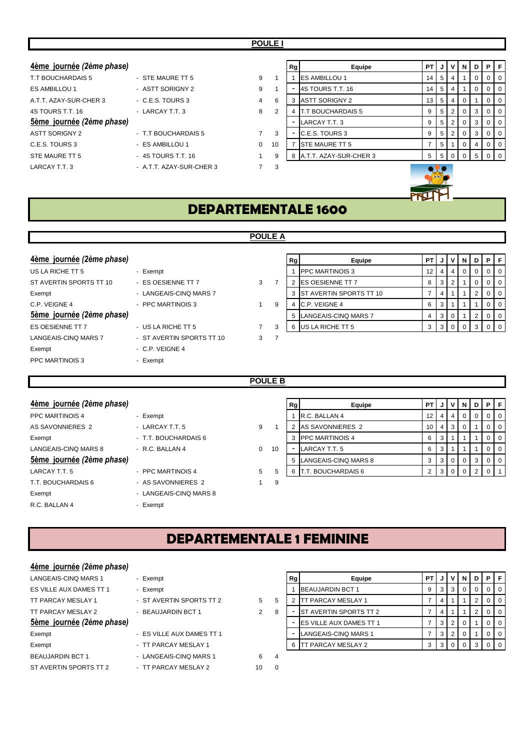## POULE I

**4ème journée (2ème phase)**

| | | | |
|---|---|---|---|
| T.T BOUCHARDAIS 5 | - STE MAURE TT 5 | 9 | 1 |
| ES AMBILLOU 1 | - ASTT SORIGNY 2 | 9 | 1 |
| A.T.T. AZAY-SUR-CHER 3 | - C.E.S. TOURS 3 | 4 | 6 |
| 4S TOURS T.T. 16 | - LARCAY T.T. 3 | 8 | 2 |

**5ème journée (2ème phase)**

| | | | |
|---|---|---|---|
| ASTT SORIGNY 2 | - T.T BOUCHARDAIS 5 | 7 | 3 |
| C.E.S. TOURS 3 | - ES AMBILLOU 1 | 0 | 10 |
| STE MAURE TT 5 | - 4S TOURS T.T. 16 | 1 | 9 |
| LARCAY T.T. 3 | - A.T.T. AZAY-SUR-CHER 3 | 7 | 3 |

| Rg | Equipe | PT | J | V | N | D | P | F |
|---|---|---|---|---|---|---|---|---|
| 1 | ES AMBILLOU 1 | 14 | 5 | 4 | 1 | 0 | 0 | 0 |
| - | 4S TOURS T.T. 16 | 14 | 5 | 4 | 1 | 0 | 0 | 0 |
| 3 | ASTT SORIGNY 2 | 13 | 5 | 4 | 0 | 1 | 0 | 0 |
| 4 | T.T BOUCHARDAIS 5 | 9 | 5 | 2 | 0 | 3 | 0 | 0 |
| - | LARCAY T.T. 3 | 9 | 5 | 2 | 0 | 3 | 0 | 0 |
| - | C.E.S. TOURS 3 | 9 | 5 | 2 | 0 | 3 | 0 | 0 |
| 7 | STE MAURE TT 5 | 7 | 5 | 1 | 0 | 4 | 0 | 0 |
| 8 | A.T.T. AZAY-SUR-CHER 3 | 5 | 5 | 0 | 0 | 5 | 0 | 0 |

# DEPARTEMENTALE 1600

## POULE A

**4ème journée (2ème phase)**

| | | | |
|---|---|---|---|
| US LA RICHE TT 5 | - Exempt | | |
| ST AVERTIN SPORTS TT 10 | - ES OESIENNE TT 7 | 3 | 7 |
| Exempt | - LANGEAIS-CINQ MARS 7 | | |
| C.P. VEIGNE 4 | - PPC MARTINOIS 3 | 1 | 9 |

**5ème journée (2ème phase)**

| | | | |
|---|---|---|---|
| ES OESIENNE TT 7 | - US LA RICHE TT 5 | 7 | 3 |
| LANGEAIS-CINQ MARS 7 | - ST AVERTIN SPORTS TT 10 | 3 | 7 |
| Exempt | - C.P. VEIGNE 4 | | |
| PPC MARTINOIS 3 | - Exempt | | |

| Rg | Equipe | PT | J | V | N | D | P | F |
|---|---|---|---|---|---|---|---|---|
| 1 | PPC MARTINOIS 3 | 12 | 4 | 4 | 0 | 0 | 0 | 0 |
| 2 | ES OESIENNE TT 7 | 8 | 3 | 2 | 1 | 0 | 0 | 0 |
| 3 | ST AVERTIN SPORTS TT 10 | 7 | 4 | 1 | 1 | 2 | 0 | 0 |
| 4 | C.P. VEIGNE 4 | 6 | 3 | 1 | 1 | 1 | 0 | 0 |
| 5 | LANGEAIS-CINQ MARS 7 | 4 | 3 | 0 | 1 | 2 | 0 | 0 |
| 6 | US LA RICHE TT 5 | 3 | 3 | 0 | 0 | 3 | 0 | 0 |

## POULE B

**4ème journée (2ème phase)**

| | | | |
|---|---|---|---|
| PPC MARTINOIS 4 | - Exempt | | |
| AS SAVONNIERES 2 | - LARCAY T.T. 5 | 9 | 1 |
| Exempt | - T.T. BOUCHARDAIS 6 | | |
| LANGEAIS-CINQ MARS 8 | - R.C. BALLAN 4 | 0 | 10 |

**5ème journée (2ème phase)**

| | | | |
|---|---|---|---|
| LARCAY T.T. 5 | - PPC MARTINOIS 4 | 5 | 5 |
| T.T. BOUCHARDAIS 6 | - AS SAVONNIERES 2 | 1 | 9 |
| Exempt | - LANGEAIS-CINQ MARS 8 | | |
| R.C. BALLAN 4 | - Exempt | | |

| Rg | Equipe | PT | J | V | N | D | P | F |
|---|---|---|---|---|---|---|---|---|
| 1 | R.C. BALLAN 4 | 12 | 4 | 4 | 0 | 0 | 0 | 0 |
| 2 | AS SAVONNIERES 2 | 10 | 4 | 3 | 0 | 1 | 0 | 0 |
| 3 | PPC MARTINOIS 4 | 6 | 3 | 1 | 1 | 1 | 0 | 0 |
| - | LARCAY T.T. 5 | 6 | 3 | 1 | 1 | 1 | 0 | 0 |
| 5 | LANGEAIS-CINQ MARS 8 | 3 | 3 | 0 | 0 | 3 | 0 | 0 |
| 6 | T.T. BOUCHARDAIS 6 | 2 | 3 | 0 | 0 | 2 | 0 | 1 |

# DEPARTEMENTALE 1 FEMININE

**4ème journée (2ème phase)**

| | | | |
|---|---|---|---|
| LANGEAIS-CINQ MARS 1 | - Exempt | | |
| ES VILLE AUX DAMES TT 1 | - Exempt | | |
| TT PARCAY MESLAY 1 | - ST AVERTIN SPORTS TT 2 | 5 | 5 |
| TT PARCAY MESLAY 2 | - BEAUJARDIN BCT 1 | 2 | 8 |

**5ème journée (2ème phase)**

| | | | |
|---|---|---|---|
| Exempt | - ES VILLE AUX DAMES TT 1 | | |
| Exempt | - TT PARCAY MESLAY 1 | | |
| BEAUJARDIN BCT 1 | - LANGEAIS-CINQ MARS 1 | 6 | 4 |
| ST AVERTIN SPORTS TT 2 | - TT PARCAY MESLAY 2 | 10 | 0 |

| Rg | Equipe | PT | J | V | N | D | P | F |
|---|---|---|---|---|---|---|---|---|
| 1 | BEAUJARDIN BCT 1 | 9 | 3 | 3 | 0 | 0 | 0 | 0 |
| 2 | TT PARCAY MESLAY 1 | 7 | 4 | 1 | 1 | 2 | 0 | 0 |
| - | ST AVERTIN SPORTS TT 2 | 7 | 4 | 1 | 1 | 2 | 0 | 0 |
| - | ES VILLE AUX DAMES TT 1 | 7 | 3 | 2 | 0 | 1 | 0 | 0 |
| - | LANGEAIS-CINQ MARS 1 | 7 | 3 | 2 | 0 | 1 | 0 | 0 |
| 6 | TT PARCAY MESLAY 2 | 3 | 3 | 0 | 0 | 3 | 0 | 0 |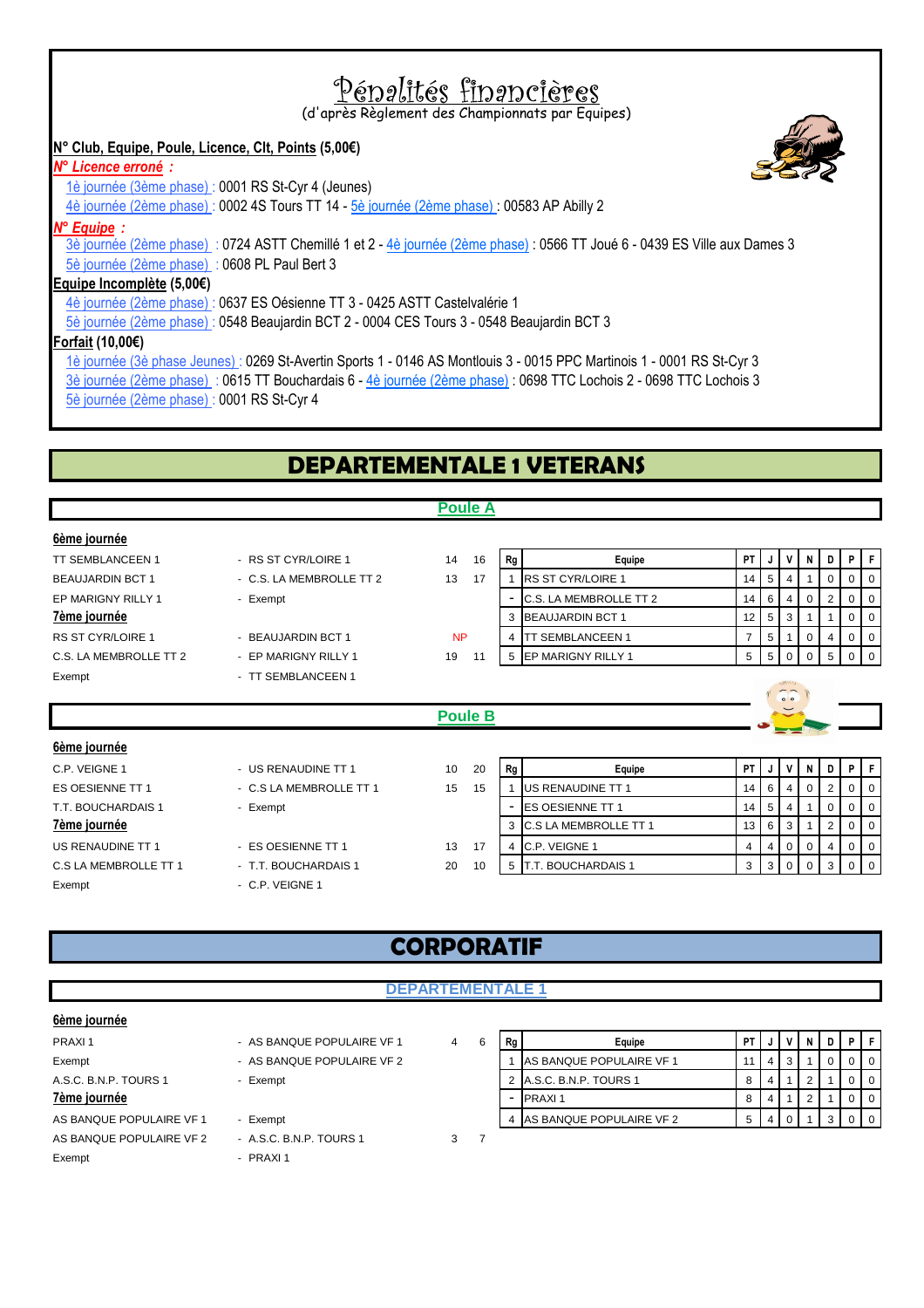# Pénalités financières

(d'après Règlement des Championnats par Equipes)

**N° Club, Equipe, Poule, Licence, Clt, Points (5,00€)**

***N° Licence erroné :***

1è journée (3ème phase) : 0001 RS St-Cyr 4 (Jeunes)
4è journée (2ème phase) : 0002 4S Tours TT 14 - 5è journée (2ème phase) : 00583 AP Abilly 2

***N° Equipe :***

3è journée (2ème phase) : 0724 ASTT Chemillé 1 et 2 - 4è journée (2ème phase) : 0566 TT Joué 6 - 0439 ES Ville aux Dames 3
5è journée (2ème phase) : 0608 PL Paul Bert 3

**Equipe Incomplète (5,00€)**

4è journée (2ème phase) : 0637 ES Oésienne TT 3 - 0425 ASTT Castelvalérie 1
5è journée (2ème phase) : 0548 Beaujardin BCT 2 - 0004 CES Tours 3 - 0548 Beaujardin BCT 3

**Forfait (10,00€)**

1è journée (3è phase Jeunes) : 0269 St-Avertin Sports 1 - 0146 AS Montlouis 3 - 0015 PPC Martinois 1 - 0001 RS St-Cyr 3
3è journée (2ème phase) : 0615 TT Bouchardais 6 - 4è journée (2ème phase) : 0698 TTC Lochois 2 - 0698 TTC Lochois 3
5è journée (2ème phase) : 0001 RS St-Cyr 4

# DEPARTEMENTALE 1 VETERANS

## Poule A

**6ème journée**

| | | | |
|---|---|---|---|
| TT SEMBLANCEEN 1 | - RS ST CYR/LOIRE 1 | 14 | 16 |
| BEAUJARDIN BCT 1 | - C.S. LA MEMBROLLE TT 2 | 13 | 17 |
| EP MARIGNY RILLY 1 | - Exempt | | |

**7ème journée**

| | | | |
|---|---|---|---|
| RS ST CYR/LOIRE 1 | - BEAUJARDIN BCT 1 | NP | |
| C.S. LA MEMBROLLE TT 2 | - EP MARIGNY RILLY 1 | 19 | 11 |
| Exempt | - TT SEMBLANCEEN 1 | | |

| Rg | Equipe | PT | J | V | N | D | P | F |
|---|---|---|---|---|---|---|---|---|
| 1 | RS ST CYR/LOIRE 1 | 14 | 5 | 4 | 1 | 0 | 0 | 0 |
| - | C.S. LA MEMBROLLE TT 2 | 14 | 6 | 4 | 0 | 2 | 0 | 0 |
| 3 | BEAUJARDIN BCT 1 | 12 | 5 | 3 | 1 | 1 | 0 | 0 |
| 4 | TT SEMBLANCEEN 1 | 7 | 5 | 1 | 0 | 4 | 0 | 0 |
| 5 | EP MARIGNY RILLY 1 | 5 | 5 | 0 | 0 | 5 | 0 | 0 |

## Poule B

**6ème journée**

| | | | |
|---|---|---|---|
| C.P. VEIGNE 1 | - US RENAUDINE TT 1 | 10 | 20 |
| ES OESIENNE TT 1 | - C.S LA MEMBROLLE TT 1 | 15 | 15 |
| T.T. BOUCHARDAIS 1 | - Exempt | | |

**7ème journée**

| | | | |
|---|---|---|---|
| US RENAUDINE TT 1 | - ES OESIENNE TT 1 | 13 | 17 |
| C.S LA MEMBROLLE TT 1 | - T.T. BOUCHARDAIS 1 | 20 | 10 |
| Exempt | - C.P. VEIGNE 1 | | |

| Rg | Equipe | PT | J | V | N | D | P | F |
|---|---|---|---|---|---|---|---|---|
| 1 | US RENAUDINE TT 1 | 14 | 6 | 4 | 0 | 2 | 0 | 0 |
| - | ES OESIENNE TT 1 | 14 | 5 | 4 | 1 | 0 | 0 | 0 |
| 3 | C.S LA MEMBROLLE TT 1 | 13 | 6 | 3 | 1 | 2 | 0 | 0 |
| 4 | C.P. VEIGNE 1 | 4 | 4 | 0 | 0 | 4 | 0 | 0 |
| 5 | T.T. BOUCHARDAIS 1 | 3 | 3 | 0 | 0 | 3 | 0 | 0 |

# CORPORATIF

## DEPARTEMENTALE 1

**6ème journée**

| | | | |
|---|---|---|---|
| PRAXI 1 | - AS BANQUE POPULAIRE VF 1 | 4 | 6 |
| Exempt | - AS BANQUE POPULAIRE VF 2 | | |
| A.S.C. B.N.P. TOURS 1 | - Exempt | | |

**7ème journée**

| | | | |
|---|---|---|---|
| AS BANQUE POPULAIRE VF 1 | - Exempt | | |
| AS BANQUE POPULAIRE VF 2 | - A.S.C. B.N.P. TOURS 1 | 3 | 7 |
| Exempt | - PRAXI 1 | | |

| Rg | Equipe | PT | J | V | N | D | P | F |
|---|---|---|---|---|---|---|---|---|
| 1 | AS BANQUE POPULAIRE VF 1 | 11 | 4 | 3 | 1 | 0 | 0 | 0 |
| 2 | A.S.C. B.N.P. TOURS 1 | 8 | 4 | 1 | 2 | 1 | 0 | 0 |
| - | PRAXI 1 | 8 | 4 | 1 | 2 | 1 | 0 | 0 |
| 4 | AS BANQUE POPULAIRE VF 2 | 5 | 4 | 0 | 1 | 3 | 0 | 0 |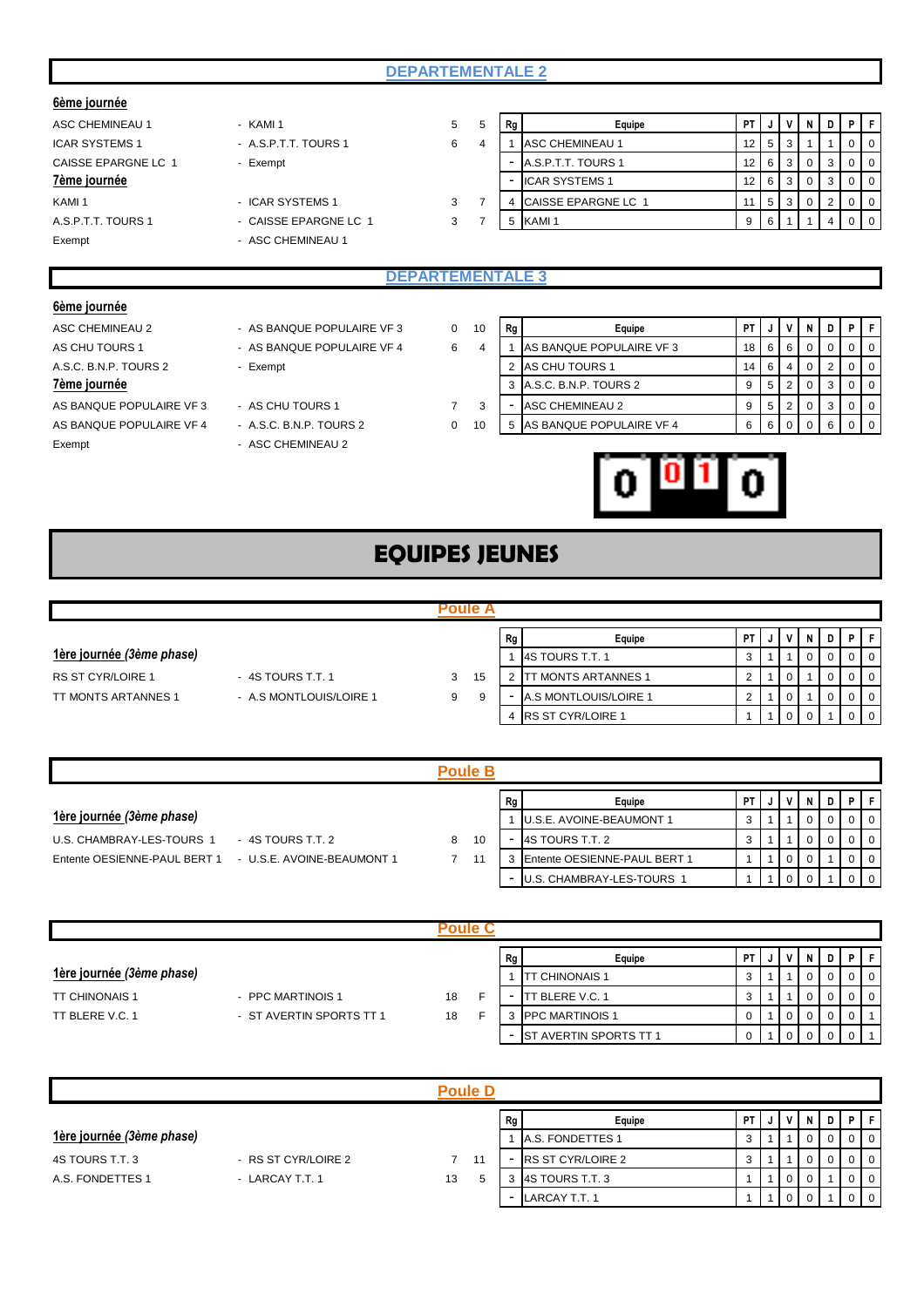## DEPARTEMENTALE 2

**6ème journée**

| | | | |
|---|---|---|---|
| ASC CHEMINEAU 1 | - KAMI 1 | 5 | 5 |
| ICAR SYSTEMS 1 | - A.S.P.T.T. TOURS 1 | 6 | 4 |
| CAISSE EPARGNE LC 1 | - Exempt | | |

**7ème journée**

| | | | |
|---|---|---|---|
| KAMI 1 | - ICAR SYSTEMS 1 | 3 | 7 |
| A.S.P.T.T. TOURS 1 | - CAISSE EPARGNE LC 1 | 3 | 7 |
| Exempt | - ASC CHEMINEAU 1 | | |

| Rg | Equipe | PT | J | V | N | D | P | F |
|---|---|---|---|---|---|---|---|---|
| 1 | ASC CHEMINEAU 1 | 12 | 5 | 3 | 1 | 1 | 0 | 0 |
| - | A.S.P.T.T. TOURS 1 | 12 | 6 | 3 | 0 | 3 | 0 | 0 |
| - | ICAR SYSTEMS 1 | 12 | 6 | 3 | 0 | 3 | 0 | 0 |
| 4 | CAISSE EPARGNE LC 1 | 11 | 5 | 3 | 0 | 2 | 0 | 0 |
| 5 | KAMI 1 | 9 | 6 | 1 | 1 | 4 | 0 | 0 |

## DEPARTEMENTALE 3

**6ème journée**

| | | | |
|---|---|---|---|
| ASC CHEMINEAU 2 | - AS BANQUE POPULAIRE VF 3 | 0 | 10 |
| AS CHU TOURS 1 | - AS BANQUE POPULAIRE VF 4 | 6 | 4 |
| A.S.C. B.N.P. TOURS 2 | - Exempt | | |

**7ème journée**

| | | | |
|---|---|---|---|
| AS BANQUE POPULAIRE VF 3 | - AS CHU TOURS 1 | 7 | 3 |
| AS BANQUE POPULAIRE VF 4 | - A.S.C. B.N.P. TOURS 2 | 0 | 10 |
| Exempt | - ASC CHEMINEAU 2 | | |

| Rg | Equipe | PT | J | V | N | D | P | F |
|---|---|---|---|---|---|---|---|---|
| 1 | AS BANQUE POPULAIRE VF 3 | 18 | 6 | 6 | 0 | 0 | 0 | 0 |
| 2 | AS CHU TOURS 1 | 14 | 6 | 4 | 0 | 2 | 0 | 0 |
| 3 | A.S.C. B.N.P. TOURS 2 | 9 | 5 | 2 | 0 | 3 | 0 | 0 |
| - | ASC CHEMINEAU 2 | 9 | 5 | 2 | 0 | 3 | 0 | 0 |
| 5 | AS BANQUE POPULAIRE VF 4 | 6 | 6 | 0 | 0 | 6 | 0 | 0 |

# EQUIPES JEUNES

## Poule A

**1ère journée (3ème phase)**

| | | | |
|---|---|---|---|
| RS ST CYR/LOIRE 1 | - 4S TOURS T.T. 1 | 3 | 15 |
| TT MONTS ARTANNES 1 | - A.S MONTLOUIS/LOIRE 1 | 9 | 9 |

| Rg | Equipe | PT | J | V | N | D | P | F |
|---|---|---|---|---|---|---|---|---|
| 1 | 4S TOURS T.T. 1 | 3 | 1 | 1 | 0 | 0 | 0 | 0 |
| 2 | TT MONTS ARTANNES 1 | 2 | 1 | 0 | 1 | 0 | 0 | 0 |
| - | A.S MONTLOUIS/LOIRE 1 | 2 | 1 | 0 | 1 | 0 | 0 | 0 |
| 4 | RS ST CYR/LOIRE 1 | 1 | 1 | 0 | 0 | 1 | 0 | 0 |

## Poule B

**1ère journée (3ème phase)**

| | | | |
|---|---|---|---|
| U.S. CHAMBRAY-LES-TOURS 1 | - 4S TOURS T.T. 2 | 8 | 10 |
| Entente OESIENNE-PAUL BERT 1 | - U.S.E. AVOINE-BEAUMONT 1 | 7 | 11 |

| Rg | Equipe | PT | J | V | N | D | P | F |
|---|---|---|---|---|---|---|---|---|
| 1 | U.S.E. AVOINE-BEAUMONT 1 | 3 | 1 | 1 | 0 | 0 | 0 | 0 |
| - | 4S TOURS T.T. 2 | 3 | 1 | 1 | 0 | 0 | 0 | 0 |
| 3 | Entente OESIENNE-PAUL BERT 1 | 1 | 1 | 0 | 0 | 1 | 0 | 0 |
| - | U.S. CHAMBRAY-LES-TOURS 1 | 1 | 1 | 0 | 0 | 1 | 0 | 0 |

## Poule C

**1ère journée (3ème phase)**

| | | | |
|---|---|---|---|
| TT CHINONAIS 1 | - PPC MARTINOIS 1 | 18 | F |
| TT BLERE V.C. 1 | - ST AVERTIN SPORTS TT 1 | 18 | F |

| Rg | Equipe | PT | J | V | N | D | P | F |
|---|---|---|---|---|---|---|---|---|
| 1 | TT CHINONAIS 1 | 3 | 1 | 1 | 0 | 0 | 0 | 0 |
| - | TT BLERE V.C. 1 | 3 | 1 | 1 | 0 | 0 | 0 | 0 |
| 3 | PPC MARTINOIS 1 | 0 | 1 | 0 | 0 | 0 | 0 | 1 |
| - | ST AVERTIN SPORTS TT 1 | 0 | 1 | 0 | 0 | 0 | 0 | 1 |

## Poule D

**1ère journée (3ème phase)**

| | | | |
|---|---|---|---|
| 4S TOURS T.T. 3 | - RS ST CYR/LOIRE 2 | 7 | 11 |
| A.S. FONDETTES 1 | - LARCAY T.T. 1 | 13 | 5 |

| Rg | Equipe | PT | J | V | N | D | P | F |
|---|---|---|---|---|---|---|---|---|
| 1 | A.S. FONDETTES 1 | 3 | 1 | 1 | 0 | 0 | 0 | 0 |
| - | RS ST CYR/LOIRE 2 | 3 | 1 | 1 | 0 | 0 | 0 | 0 |
| 3 | 4S TOURS T.T. 3 | 1 | 1 | 0 | 0 | 1 | 0 | 0 |
| - | LARCAY T.T. 1 | 1 | 1 | 0 | 0 | 1 | 0 | 0 |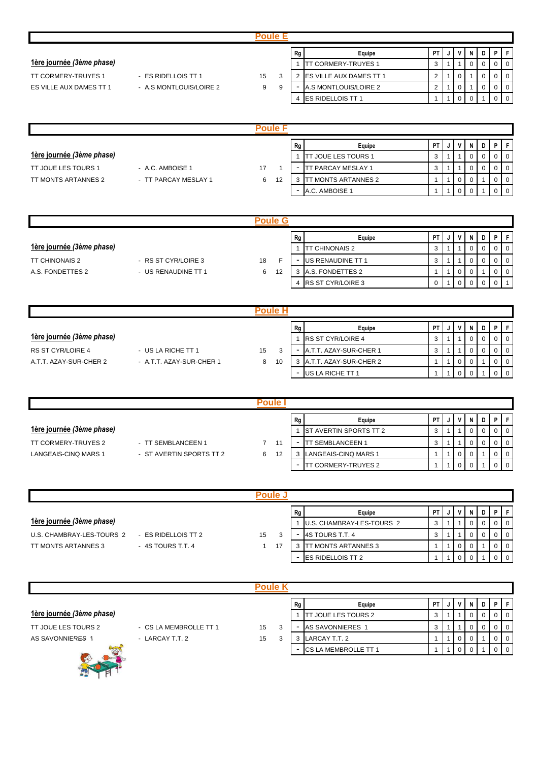## Poule E

**1ère journée (3ème phase)**

| | | | |
|---|---|---|---|
| TT CORMERY-TRUYES 1 | - ES RIDELLOIS TT 1 | 15 | 3 |
| ES VILLE AUX DAMES TT 1 | - A.S MONTLOUIS/LOIRE 2 | 9 | 9 |

| Rg | Equipe | PT | J | V | N | D | P | F |
|---|---|---|---|---|---|---|---|---|
| 1 | TT CORMERY-TRUYES 1 | 3 | 1 | 1 | 0 | 0 | 0 | 0 |
| 2 | ES VILLE AUX DAMES TT 1 | 2 | 1 | 0 | 1 | 0 | 0 | 0 |
| - | A.S MONTLOUIS/LOIRE 2 | 2 | 1 | 0 | 1 | 0 | 0 | 0 |
| 4 | ES RIDELLOIS TT 1 | 1 | 1 | 0 | 0 | 1 | 0 | 0 |

## Poule F

**1ère journée (3ème phase)**

| | | | |
|---|---|---|---|
| TT JOUE LES TOURS 1 | - A.C. AMBOISE 1 | 17 | 1 |
| TT MONTS ARTANNES 2 | - TT PARCAY MESLAY 1 | 6 | 12 |

| Rg | Equipe | PT | J | V | N | D | P | F |
|---|---|---|---|---|---|---|---|---|
| 1 | TT JOUE LES TOURS 1 | 3 | 1 | 1 | 0 | 0 | 0 | 0 |
| - | TT PARCAY MESLAY 1 | 3 | 1 | 1 | 0 | 0 | 0 | 0 |
| 3 | TT MONTS ARTANNES 2 | 1 | 1 | 0 | 0 | 1 | 0 | 0 |
| - | A.C. AMBOISE 1 | 1 | 1 | 0 | 0 | 1 | 0 | 0 |

## Poule G

**1ère journée (3ème phase)**

| | | | |
|---|---|---|---|
| TT CHINONAIS 2 | - RS ST CYR/LOIRE 3 | 18 | F |
| A.S. FONDETTES 2 | - US RENAUDINE TT 1 | 6 | 12 |

| Rg | Equipe | PT | J | V | N | D | P | F |
|---|---|---|---|---|---|---|---|---|
| 1 | TT CHINONAIS 2 | 3 | 1 | 1 | 0 | 0 | 0 | 0 |
| - | US RENAUDINE TT 1 | 3 | 1 | 1 | 0 | 0 | 0 | 0 |
| 3 | A.S. FONDETTES 2 | 1 | 1 | 0 | 0 | 1 | 0 | 0 |
| 4 | RS ST CYR/LOIRE 3 | 0 | 1 | 0 | 0 | 0 | 0 | 1 |

## Poule H

**1ère journée (3ème phase)**

| | | | |
|---|---|---|---|
| RS ST CYR/LOIRE 4 | - US LA RICHE TT 1 | 15 | 3 |
| A.T.T. AZAY-SUR-CHER 2 | - A.T.T. AZAY-SUR-CHER 1 | 8 | 10 |

| Rg | Equipe | PT | J | V | N | D | P | F |
|---|---|---|---|---|---|---|---|---|
| 1 | RS ST CYR/LOIRE 4 | 3 | 1 | 1 | 0 | 0 | 0 | 0 |
| - | A.T.T. AZAY-SUR-CHER 1 | 3 | 1 | 1 | 0 | 0 | 0 | 0 |
| 3 | A.T.T. AZAY-SUR-CHER 2 | 1 | 1 | 0 | 0 | 1 | 0 | 0 |
| - | US LA RICHE TT 1 | 1 | 1 | 0 | 0 | 1 | 0 | 0 |

## Poule I

**1ère journée (3ème phase)**

| | | | |
|---|---|---|---|
| TT CORMERY-TRUYES 2 | - TT SEMBLANCEEN 1 | 7 | 11 |
| LANGEAIS-CINQ MARS 1 | - ST AVERTIN SPORTS TT 2 | 6 | 12 |

| Rg | Equipe | PT | J | V | N | D | P | F |
|---|---|---|---|---|---|---|---|---|
| 1 | ST AVERTIN SPORTS TT 2 | 3 | 1 | 1 | 0 | 0 | 0 | 0 |
| - | TT SEMBLANCEEN 1 | 3 | 1 | 1 | 0 | 0 | 0 | 0 |
| 3 | LANGEAIS-CINQ MARS 1 | 1 | 1 | 0 | 0 | 1 | 0 | 0 |
| - | TT CORMERY-TRUYES 2 | 1 | 1 | 0 | 0 | 1 | 0 | 0 |

## Poule J

**1ère journée (3ème phase)**

| | | | |
|---|---|---|---|
| U.S. CHAMBRAY-LES-TOURS 2 | - ES RIDELLOIS TT 2 | 15 | 3 |
| TT MONTS ARTANNES 3 | - 4S TOURS T.T. 4 | 1 | 17 |

| Rg | Equipe | PT | J | V | N | D | P | F |
|---|---|---|---|---|---|---|---|---|
| 1 | U.S. CHAMBRAY-LES-TOURS 2 | 3 | 1 | 1 | 0 | 0 | 0 | 0 |
| - | 4S TOURS T.T. 4 | 3 | 1 | 1 | 0 | 0 | 0 | 0 |
| 3 | TT MONTS ARTANNES 3 | 1 | 1 | 0 | 0 | 1 | 0 | 0 |
| - | ES RIDELLOIS TT 2 | 1 | 1 | 0 | 0 | 1 | 0 | 0 |

## Poule K

**1ère journée (3ème phase)**

| | | | |
|---|---|---|---|
| TT JOUE LES TOURS 2 | - CS LA MEMBROLLE TT 1 | 15 | 3 |
| AS SAVONNIERES 1 | - LARCAY T.T. 2 | 15 | 3 |

| Rg | Equipe | PT | J | V | N | D | P | F |
|---|---|---|---|---|---|---|---|---|
| 1 | TT JOUE LES TOURS 2 | 3 | 1 | 1 | 0 | 0 | 0 | 0 |
| - | AS SAVONNIERES 1 | 3 | 1 | 1 | 0 | 0 | 0 | 0 |
| 3 | LARCAY T.T. 2 | 1 | 1 | 0 | 0 | 1 | 0 | 0 |
| - | CS LA MEMBROLLE TT 1 | 1 | 1 | 0 | 0 | 1 | 0 | 0 |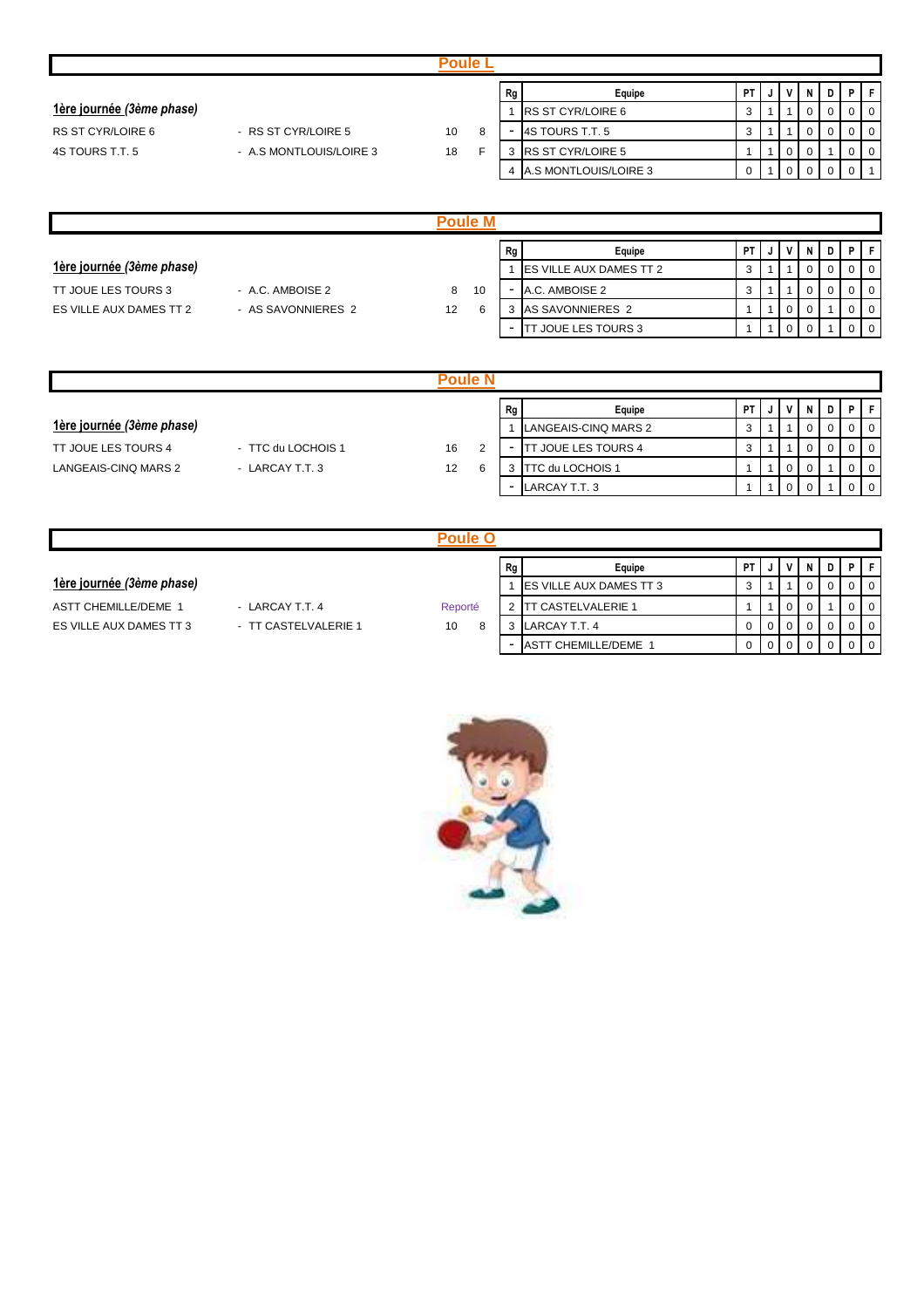## Poule L

**1ère journée (3ème phase)**

| | | | |
|---|---|---|---|
| RS ST CYR/LOIRE 6 | - RS ST CYR/LOIRE 5 | 10 | 8 |
| 4S TOURS T.T. 5 | - A.S MONTLOUIS/LOIRE 3 | 18 | F |

| Rg | Equipe | PT | J | V | N | D | P | F |
|---|---|---|---|---|---|---|---|---|
| 1 | RS ST CYR/LOIRE 6 | 3 | 1 | 1 | 0 | 0 | 0 | 0 |
| - | 4S TOURS T.T. 5 | 3 | 1 | 1 | 0 | 0 | 0 | 0 |
| 3 | RS ST CYR/LOIRE 5 | 1 | 1 | 0 | 0 | 1 | 0 | 0 |
| 4 | A.S MONTLOUIS/LOIRE 3 | 0 | 1 | 0 | 0 | 0 | 0 | 1 |

## Poule M

**1ère journée (3ème phase)**

| | | | |
|---|---|---|---|
| TT JOUE LES TOURS 3 | - A.C. AMBOISE 2 | 8 | 10 |
| ES VILLE AUX DAMES TT 2 | - AS SAVONNIERES 2 | 12 | 6 |

| Rg | Equipe | PT | J | V | N | D | P | F |
|---|---|---|---|---|---|---|---|---|
| 1 | ES VILLE AUX DAMES TT 2 | 3 | 1 | 1 | 0 | 0 | 0 | 0 |
| - | A.C. AMBOISE 2 | 3 | 1 | 1 | 0 | 0 | 0 | 0 |
| 3 | AS SAVONNIERES 2 | 1 | 1 | 0 | 0 | 1 | 0 | 0 |
| - | TT JOUE LES TOURS 3 | 1 | 1 | 0 | 0 | 1 | 0 | 0 |

## Poule N

**1ère journée (3ème phase)**

| | | | |
|---|---|---|---|
| TT JOUE LES TOURS 4 | - TTC du LOCHOIS 1 | 16 | 2 |
| LANGEAIS-CINQ MARS 2 | - LARCAY T.T. 3 | 12 | 6 |

| Rg | Equipe | PT | J | V | N | D | P | F |
|---|---|---|---|---|---|---|---|---|
| 1 | LANGEAIS-CINQ MARS 2 | 3 | 1 | 1 | 0 | 0 | 0 | 0 |
| - | TT JOUE LES TOURS 4 | 3 | 1 | 1 | 0 | 0 | 0 | 0 |
| 3 | TTC du LOCHOIS 1 | 1 | 1 | 0 | 0 | 1 | 0 | 0 |
| - | LARCAY T.T. 3 | 1 | 1 | 0 | 0 | 1 | 0 | 0 |

## Poule O

**1ère journée (3ème phase)**

| | | | |
|---|---|---|---|
| ASTT CHEMILLE/DEME 1 | - LARCAY T.T. 4 | Reporté | |
| ES VILLE AUX DAMES TT 3 | - TT CASTELVALERIE 1 | 10 | 8 |

| Rg | Equipe | PT | J | V | N | D | P | F |
|---|---|---|---|---|---|---|---|---|
| 1 | ES VILLE AUX DAMES TT 3 | 3 | 1 | 1 | 0 | 0 | 0 | 0 |
| 2 | TT CASTELVALERIE 1 | 1 | 1 | 0 | 0 | 1 | 0 | 0 |
| 3 | LARCAY T.T. 4 | 0 | 0 | 0 | 0 | 0 | 0 | 0 |
| - | ASTT CHEMILLE/DEME 1 | 0 | 0 | 0 | 0 | 0 | 0 | 0 |